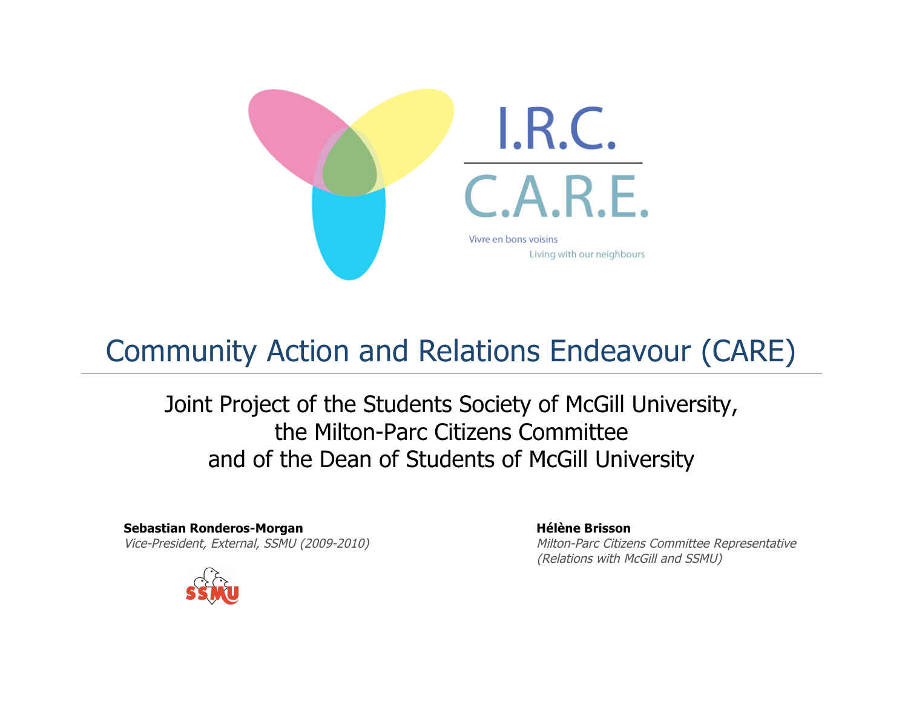I.R.C.

C.A.R.E.

Vivre en bons voisins

Living with our neighbours

# Community Action and Relations Endeavour (CARE)

## Joint Project of the Students Society of McGill University, the Milton-Parc Citizens Committee and of the Dean of Students of McGill University

**Sebastian Ronderos-Morgan**
*Vice-President, External, SSMU (2009-2010)*

SSMU

**Hélène Brisson**
*Milton-Parc Citizens Committee Representative (Relations with McGill and SSMU)*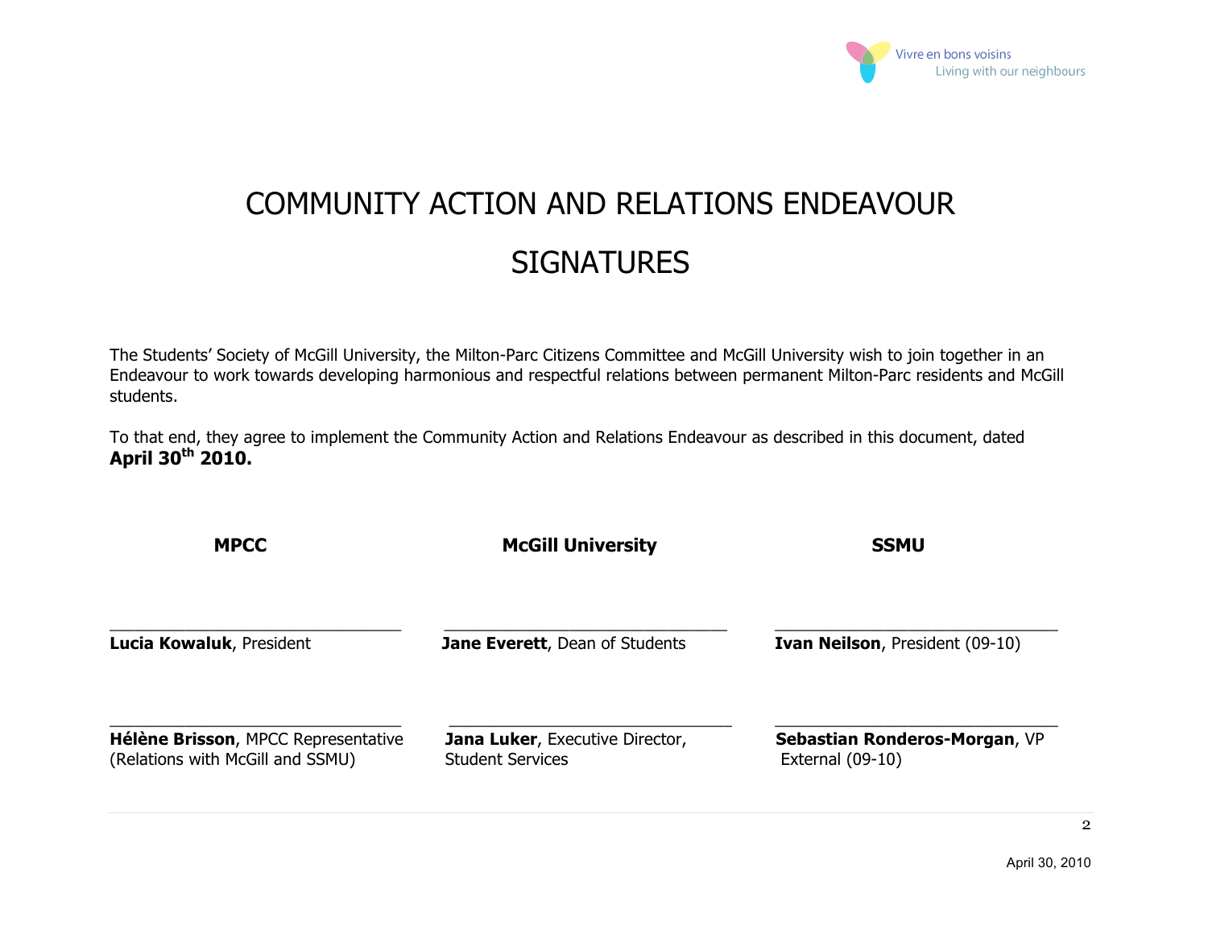# COMMUNITY ACTION AND RELATIONS ENDEAVOUR

## SIGNATURES

The Students' Society of McGill University, the Milton-Parc Citizens Committee and McGill University wish to join together in an Endeavour to work towards developing harmonious and respectful relations between permanent Milton-Parc residents and McGill students.

To that end, they agree to implement the Community Action and Relations Endeavour as described in this document, dated **April 30th 2010.**

| MPCC | McGill University | SSMU |
|---|---|---|
| ______________________________ | ______________________________ | ______________________________ |
| **Lucia Kowaluk**, President | **Jane Everett**, Dean of Students | **Ivan Neilson**, President (09-10) |
| ______________________________ | ______________________________ | ______________________________ |
| **Hélène Brisson**, MPCC Representative (Relations with McGill and SSMU) | **Jana Luker**, Executive Director, Student Services | **Sebastian Ronderos-Morgan**, VP External (09-10) |

April 30, 2010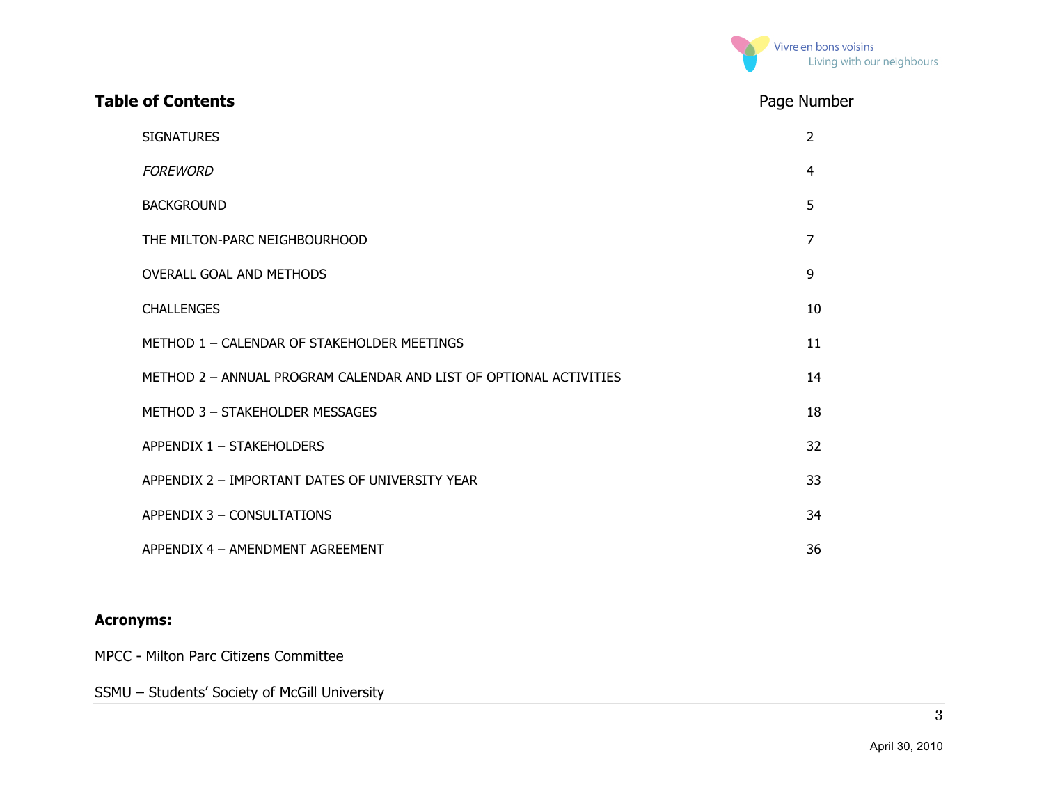## Table of Contents

| | Page Number |
|---|---|
| SIGNATURES | 2 |
| *FOREWORD* | 4 |
| BACKGROUND | 5 |
| THE MILTON-PARC NEIGHBOURHOOD | 7 |
| OVERALL GOAL AND METHODS | 9 |
| CHALLENGES | 10 |
| METHOD 1 – CALENDAR OF STAKEHOLDER MEETINGS | 11 |
| METHOD 2 – ANNUAL PROGRAM CALENDAR AND LIST OF OPTIONAL ACTIVITIES | 14 |
| METHOD 3 – STAKEHOLDER MESSAGES | 18 |
| APPENDIX 1 – STAKEHOLDERS | 32 |
| APPENDIX 2 – IMPORTANT DATES OF UNIVERSITY YEAR | 33 |
| APPENDIX 3 – CONSULTATIONS | 34 |
| APPENDIX 4 – AMENDMENT AGREEMENT | 36 |

**Acronyms:**

MPCC - Milton Parc Citizens Committee

SSMU – Students' Society of McGill University

April 30, 2010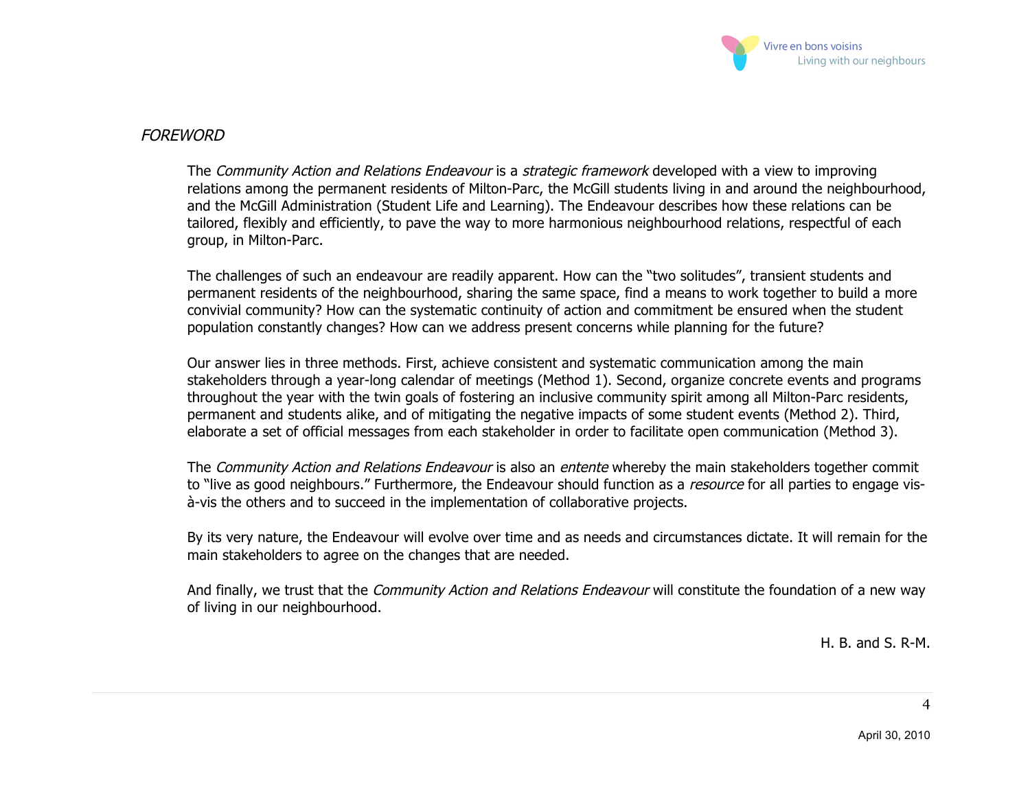## *FOREWORD*

The *Community Action and Relations Endeavour* is a *strategic framework* developed with a view to improving relations among the permanent residents of Milton-Parc, the McGill students living in and around the neighbourhood, and the McGill Administration (Student Life and Learning). The Endeavour describes how these relations can be tailored, flexibly and efficiently, to pave the way to more harmonious neighbourhood relations, respectful of each group, in Milton-Parc.

The challenges of such an endeavour are readily apparent. How can the "two solitudes", transient students and permanent residents of the neighbourhood, sharing the same space, find a means to work together to build a more convivial community? How can the systematic continuity of action and commitment be ensured when the student population constantly changes? How can we address present concerns while planning for the future?

Our answer lies in three methods. First, achieve consistent and systematic communication among the main stakeholders through a year-long calendar of meetings (Method 1). Second, organize concrete events and programs throughout the year with the twin goals of fostering an inclusive community spirit among all Milton-Parc residents, permanent and students alike, and of mitigating the negative impacts of some student events (Method 2). Third, elaborate a set of official messages from each stakeholder in order to facilitate open communication (Method 3).

The *Community Action and Relations Endeavour* is also an *entente* whereby the main stakeholders together commit to "live as good neighbours." Furthermore, the Endeavour should function as a *resource* for all parties to engage vis-à-vis the others and to succeed in the implementation of collaborative projects.

By its very nature, the Endeavour will evolve over time and as needs and circumstances dictate. It will remain for the main stakeholders to agree on the changes that are needed.

And finally, we trust that the *Community Action and Relations Endeavour* will constitute the foundation of a new way of living in our neighbourhood.

H. B. and S. R-M.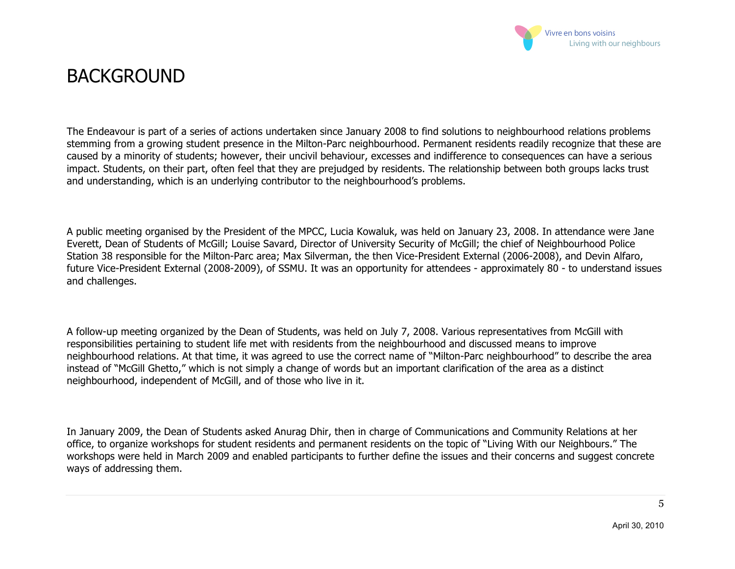# BACKGROUND

The Endeavour is part of a series of actions undertaken since January 2008 to find solutions to neighbourhood relations problems stemming from a growing student presence in the Milton-Parc neighbourhood. Permanent residents readily recognize that these are caused by a minority of students; however, their uncivil behaviour, excesses and indifference to consequences can have a serious impact. Students, on their part, often feel that they are prejudged by residents. The relationship between both groups lacks trust and understanding, which is an underlying contributor to the neighbourhood's problems.

A public meeting organised by the President of the MPCC, Lucia Kowaluk, was held on January 23, 2008. In attendance were Jane Everett, Dean of Students of McGill; Louise Savard, Director of University Security of McGill; the chief of Neighbourhood Police Station 38 responsible for the Milton-Parc area; Max Silverman, the then Vice-President External (2006-2008), and Devin Alfaro, future Vice-President External (2008-2009), of SSMU. It was an opportunity for attendees - approximately 80 - to understand issues and challenges.

A follow-up meeting organized by the Dean of Students, was held on July 7, 2008. Various representatives from McGill with responsibilities pertaining to student life met with residents from the neighbourhood and discussed means to improve neighbourhood relations. At that time, it was agreed to use the correct name of "Milton-Parc neighbourhood" to describe the area instead of "McGill Ghetto," which is not simply a change of words but an important clarification of the area as a distinct neighbourhood, independent of McGill, and of those who live in it.

In January 2009, the Dean of Students asked Anurag Dhir, then in charge of Communications and Community Relations at her office, to organize workshops for student residents and permanent residents on the topic of "Living With our Neighbours." The workshops were held in March 2009 and enabled participants to further define the issues and their concerns and suggest concrete ways of addressing them.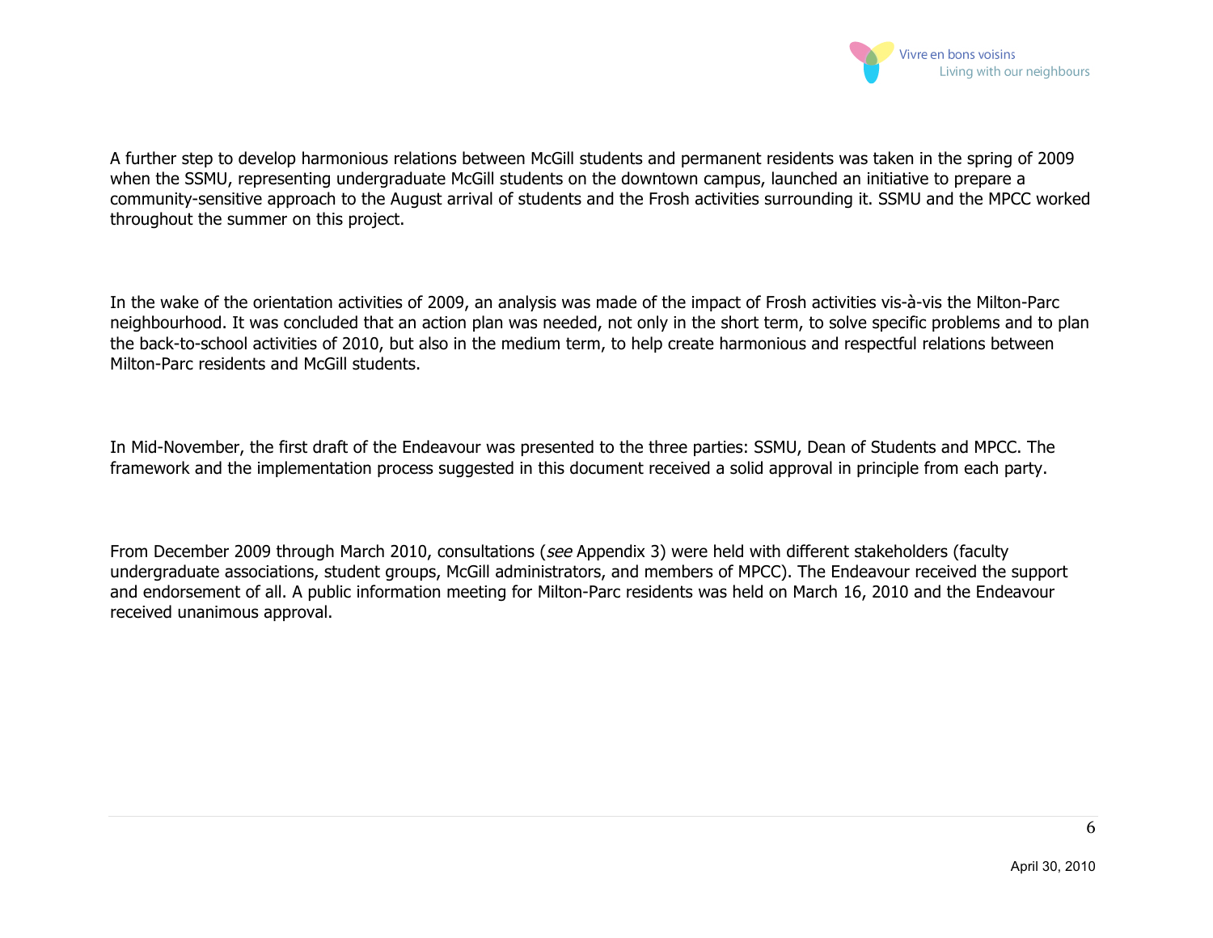A further step to develop harmonious relations between McGill students and permanent residents was taken in the spring of 2009 when the SSMU, representing undergraduate McGill students on the downtown campus, launched an initiative to prepare a community-sensitive approach to the August arrival of students and the Frosh activities surrounding it. SSMU and the MPCC worked throughout the summer on this project.

In the wake of the orientation activities of 2009, an analysis was made of the impact of Frosh activities vis-à-vis the Milton-Parc neighbourhood. It was concluded that an action plan was needed, not only in the short term, to solve specific problems and to plan the back-to-school activities of 2010, but also in the medium term, to help create harmonious and respectful relations between Milton-Parc residents and McGill students.

In Mid-November, the first draft of the Endeavour was presented to the three parties: SSMU, Dean of Students and MPCC. The framework and the implementation process suggested in this document received a solid approval in principle from each party.

From December 2009 through March 2010, consultations (*see* Appendix 3) were held with different stakeholders (faculty undergraduate associations, student groups, McGill administrators, and members of MPCC). The Endeavour received the support and endorsement of all. A public information meeting for Milton-Parc residents was held on March 16, 2010 and the Endeavour received unanimous approval.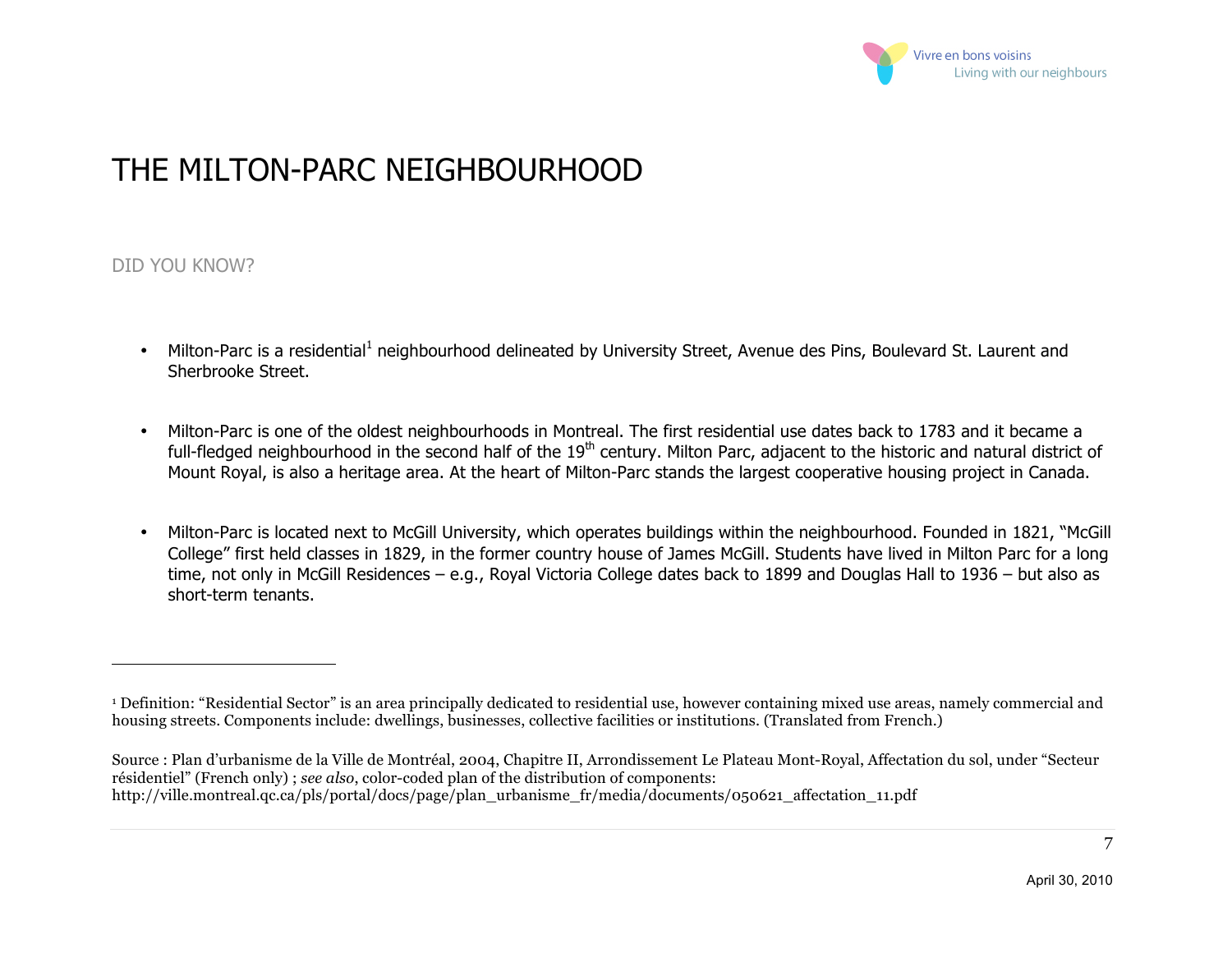# THE MILTON-PARC NEIGHBOURHOOD

## DID YOU KNOW?

- Milton-Parc is a residential[1] neighbourhood delineated by University Street, Avenue des Pins, Boulevard St. Laurent and Sherbrooke Street.

- Milton-Parc is one of the oldest neighbourhoods in Montreal. The first residential use dates back to 1783 and it became a full-fledged neighbourhood in the second half of the 19th century. Milton Parc, adjacent to the historic and natural district of Mount Royal, is also a heritage area. At the heart of Milton-Parc stands the largest cooperative housing project in Canada.

- Milton-Parc is located next to McGill University, which operates buildings within the neighbourhood. Founded in 1821, "McGill College" first held classes in 1829, in the former country house of James McGill. Students have lived in Milton Parc for a long time, not only in McGill Residences – e.g., Royal Victoria College dates back to 1899 and Douglas Hall to 1936 – but also as short-term tenants.

---

[1] Definition: "Residential Sector" is an area principally dedicated to residential use, however containing mixed use areas, namely commercial and housing streets. Components include: dwellings, businesses, collective facilities or institutions. (Translated from French.)

Source : Plan d'urbanisme de la Ville de Montréal, 2004, Chapitre II, Arrondissement Le Plateau Mont-Royal, Affectation du sol, under "Secteur résidentiel" (French only) ; *see also*, color-coded plan of the distribution of components: http://ville.montreal.qc.ca/pls/portal/docs/page/plan_urbanisme_fr/media/documents/050621_affectation_11.pdf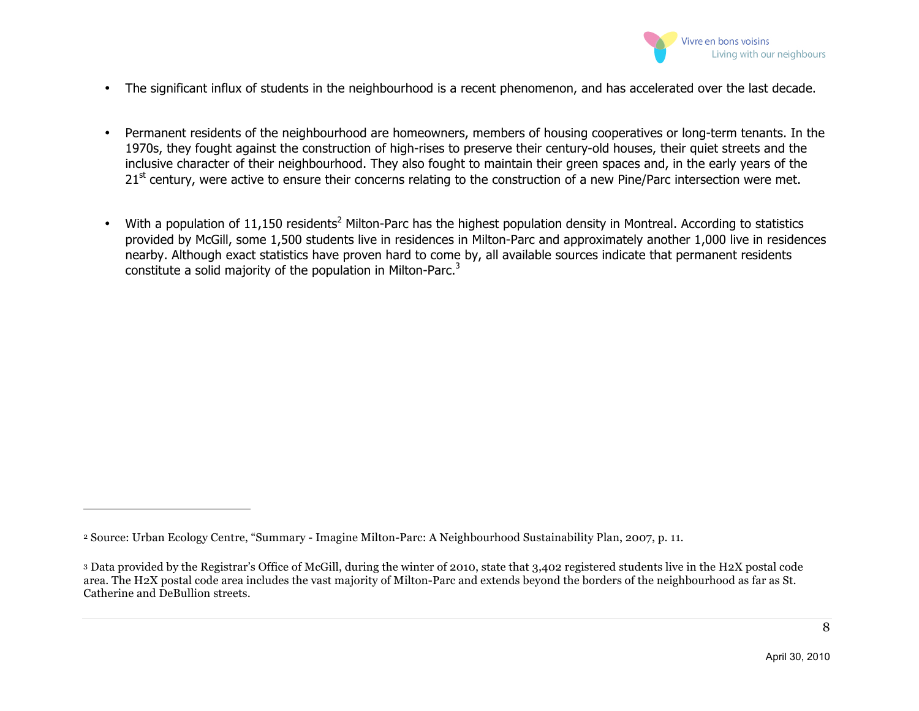- The significant influx of students in the neighbourhood is a recent phenomenon, and has accelerated over the last decade.

- Permanent residents of the neighbourhood are homeowners, members of housing cooperatives or long-term tenants. In the 1970s, they fought against the construction of high-rises to preserve their century-old houses, their quiet streets and the inclusive character of their neighbourhood. They also fought to maintain their green spaces and, in the early years of the 21st century, were active to ensure their concerns relating to the construction of a new Pine/Parc intersection were met.

- With a population of 11,150 residents[2] Milton-Parc has the highest population density in Montreal. According to statistics provided by McGill, some 1,500 students live in residences in Milton-Parc and approximately another 1,000 live in residences nearby. Although exact statistics have proven hard to come by, all available sources indicate that permanent residents constitute a solid majority of the population in Milton-Parc.[3]

---

[2] Source: Urban Ecology Centre, "Summary - Imagine Milton-Parc: A Neighbourhood Sustainability Plan, 2007, p. 11.

[3] Data provided by the Registrar's Office of McGill, during the winter of 2010, state that 3,402 registered students live in the H2X postal code area. The H2X postal code area includes the vast majority of Milton-Parc and extends beyond the borders of the neighbourhood as far as St. Catherine and DeBullion streets.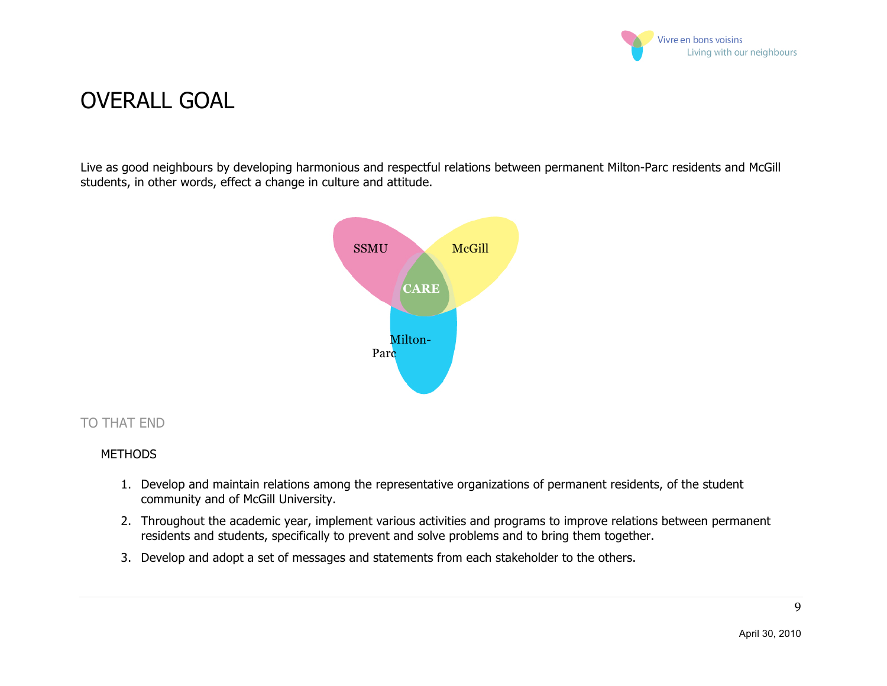# OVERALL GOAL

Live as good neighbours by developing harmonious and respectful relations between permanent Milton-Parc residents and McGill students, in other words, effect a change in culture and attitude.

SSMU

McGill

CARE

Milton-Parc

## TO THAT END

### METHODS

1. Develop and maintain relations among the representative organizations of permanent residents, of the student community and of McGill University.
2. Throughout the academic year, implement various activities and programs to improve relations between permanent residents and students, specifically to prevent and solve problems and to bring them together.
3. Develop and adopt a set of messages and statements from each stakeholder to the others.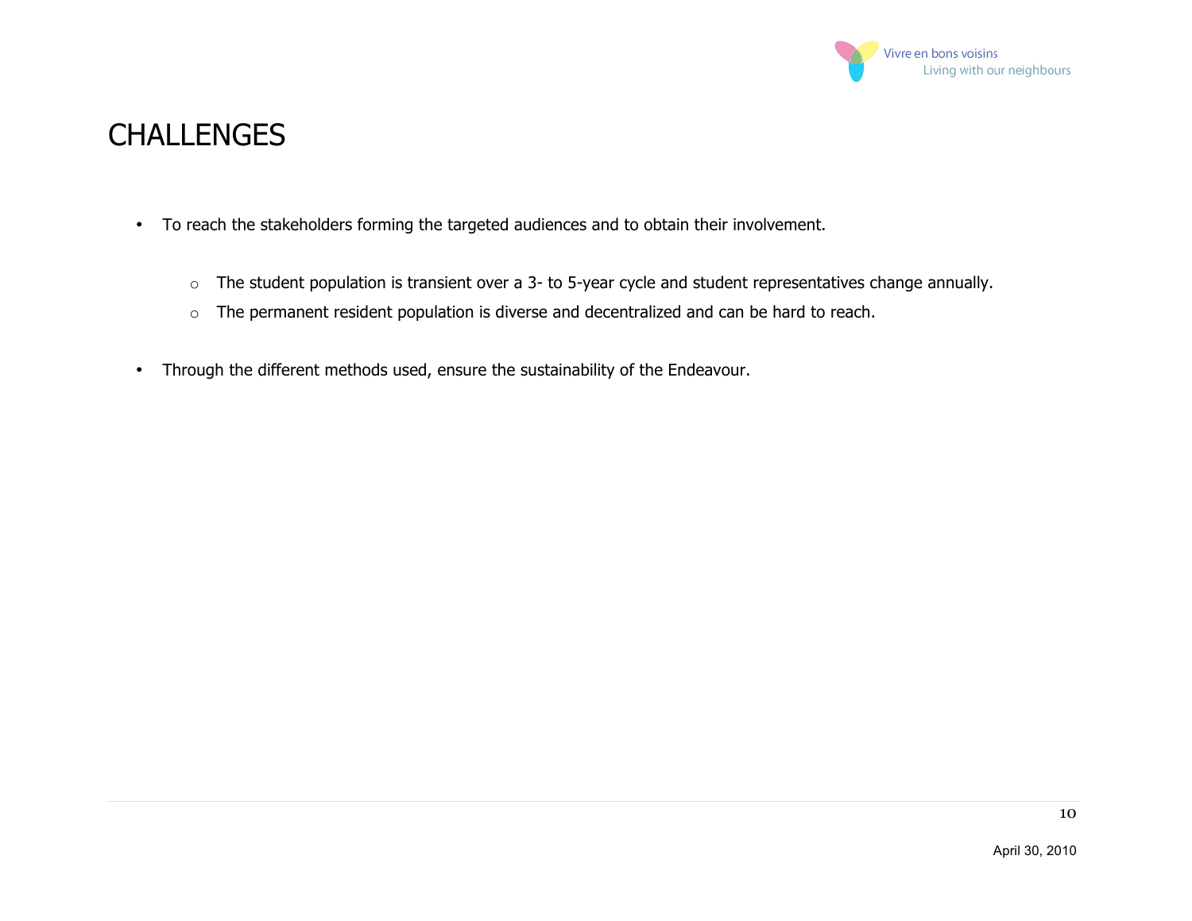# CHALLENGES

- To reach the stakeholders forming the targeted audiences and to obtain their involvement.
  - The student population is transient over a 3- to 5-year cycle and student representatives change annually.
  - The permanent resident population is diverse and decentralized and can be hard to reach.
- Through the different methods used, ensure the sustainability of the Endeavour.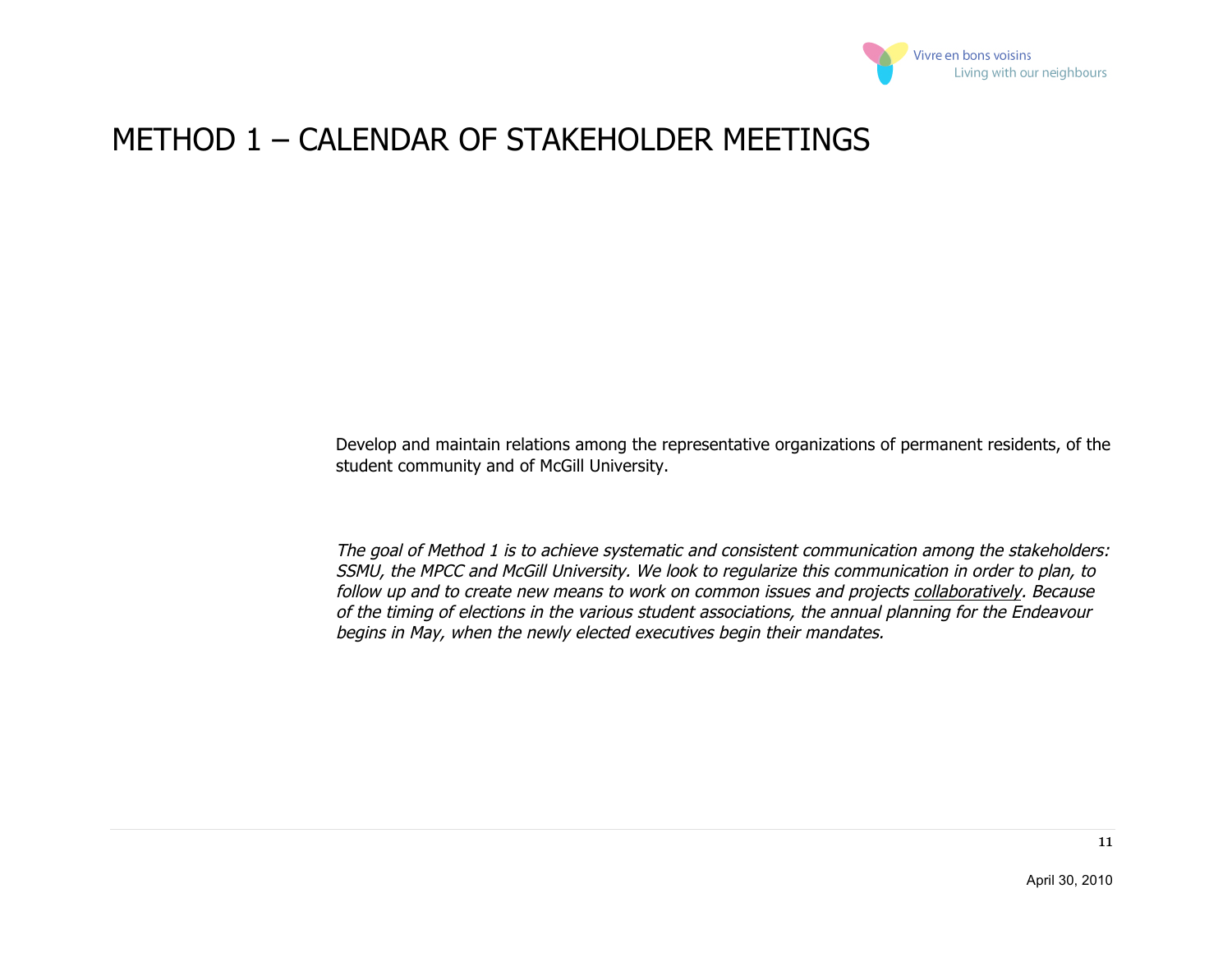# METHOD 1 – CALENDAR OF STAKEHOLDER MEETINGS

Develop and maintain relations among the representative organizations of permanent residents, of the student community and of McGill University.

*The goal of Method 1 is to achieve systematic and consistent communication among the stakeholders: SSMU, the MPCC and McGill University. We look to regularize this communication in order to plan, to follow up and to create new means to work on common issues and projects <u>collaboratively</u>. Because of the timing of elections in the various student associations, the annual planning for the Endeavour begins in May, when the newly elected executives begin their mandates.*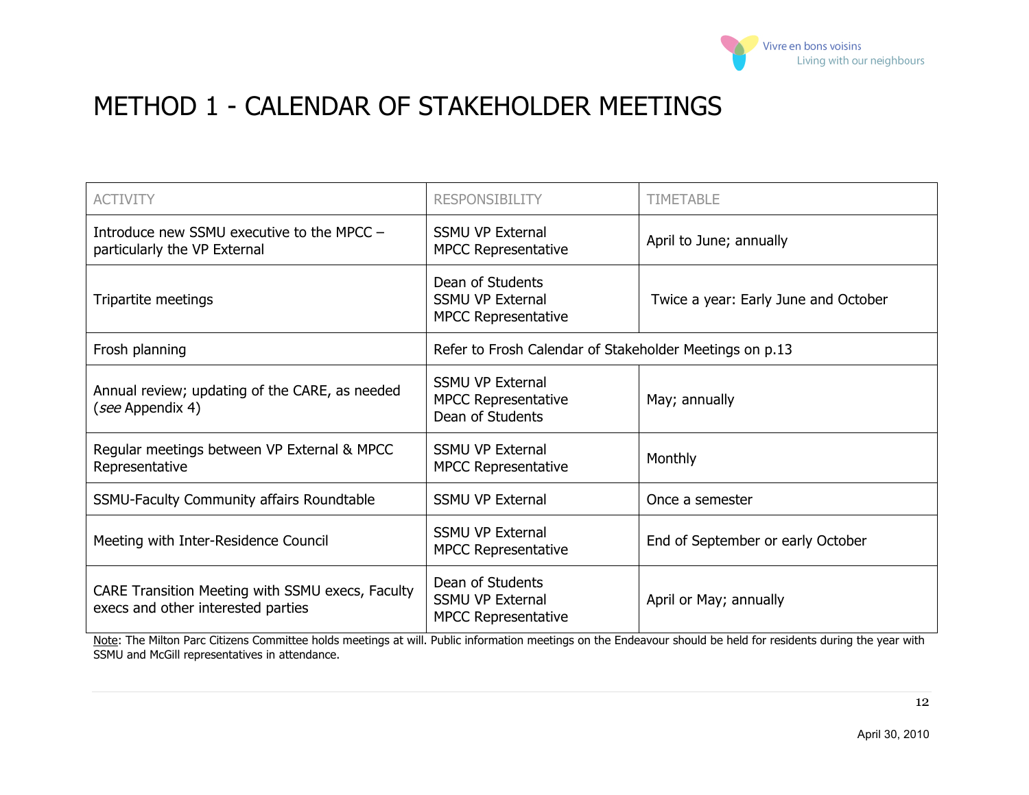# METHOD 1 - CALENDAR OF STAKEHOLDER MEETINGS

| ACTIVITY | RESPONSIBILITY | TIMETABLE |
|---|---|---|
| Introduce new SSMU executive to the MPCC – particularly the VP External | SSMU VP External<br>MPCC Representative | April to June; annually |
| Tripartite meetings | Dean of Students<br>SSMU VP External<br>MPCC Representative | Twice a year: Early June and October |
| Frosh planning | Refer to Frosh Calendar of Stakeholder Meetings on p.13 | |
| Annual review; updating of the CARE, as needed (*see* Appendix 4) | SSMU VP External<br>MPCC Representative<br>Dean of Students | May; annually |
| Regular meetings between VP External & MPCC Representative | SSMU VP External<br>MPCC Representative | Monthly |
| SSMU-Faculty Community affairs Roundtable | SSMU VP External | Once a semester |
| Meeting with Inter-Residence Council | SSMU VP External<br>MPCC Representative | End of September or early October |
| CARE Transition Meeting with SSMU execs, Faculty execs and other interested parties | Dean of Students<br>SSMU VP External<br>MPCC Representative | April or May; annually |

Note: The Milton Parc Citizens Committee holds meetings at will. Public information meetings on the Endeavour should be held for residents during the year with SSMU and McGill representatives in attendance.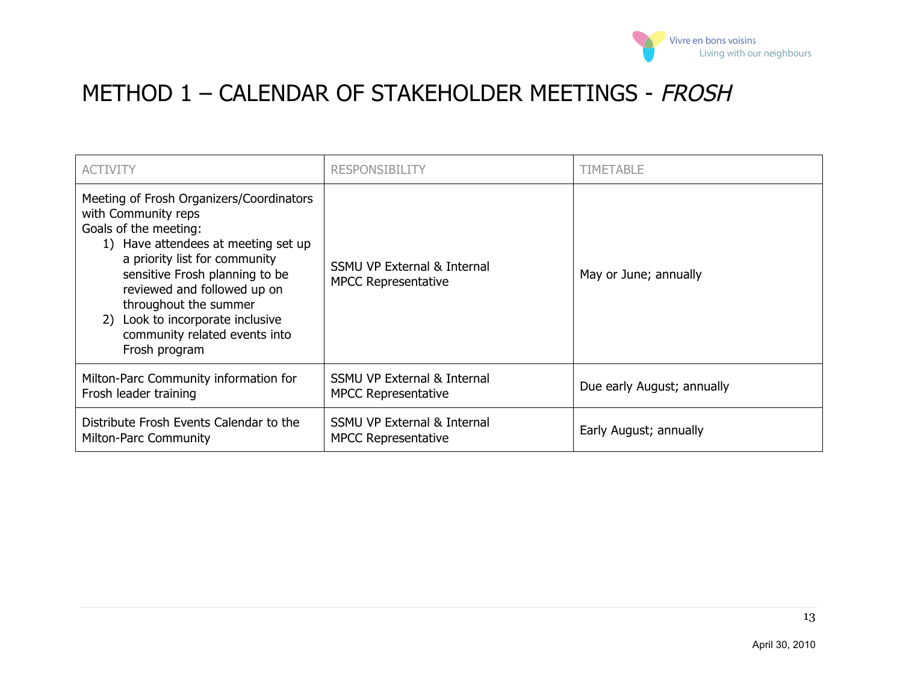# METHOD 1 – CALENDAR OF STAKEHOLDER MEETINGS - *FROSH*

| ACTIVITY | RESPONSIBILITY | TIMETABLE |
|---|---|---|
| Meeting of Frosh Organizers/Coordinators with Community reps<br>Goals of the meeting:<br>1) Have attendees at meeting set up a priority list for community sensitive Frosh planning to be reviewed and followed up on throughout the summer<br>2) Look to incorporate inclusive community related events into Frosh program | SSMU VP External & Internal<br>MPCC Representative | May or June; annually |
| Milton-Parc Community information for Frosh leader training | SSMU VP External & Internal<br>MPCC Representative | Due early August; annually |
| Distribute Frosh Events Calendar to the Milton-Parc Community | SSMU VP External & Internal<br>MPCC Representative | Early August; annually |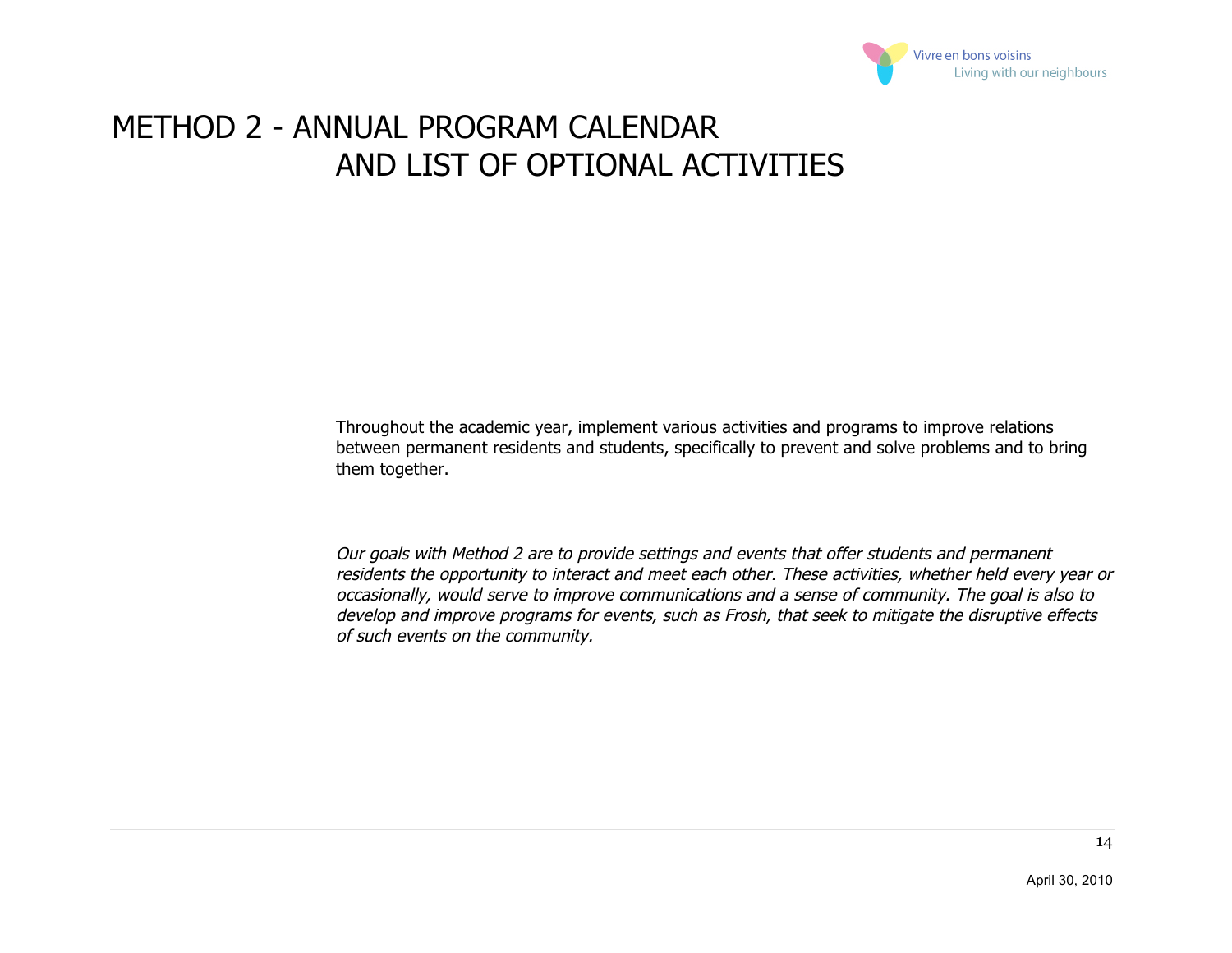# METHOD 2 - ANNUAL PROGRAM CALENDAR AND LIST OF OPTIONAL ACTIVITIES

Throughout the academic year, implement various activities and programs to improve relations between permanent residents and students, specifically to prevent and solve problems and to bring them together.

*Our goals with Method 2 are to provide settings and events that offer students and permanent residents the opportunity to interact and meet each other. These activities, whether held every year or occasionally, would serve to improve communications and a sense of community. The goal is also to develop and improve programs for events, such as Frosh, that seek to mitigate the disruptive effects of such events on the community.*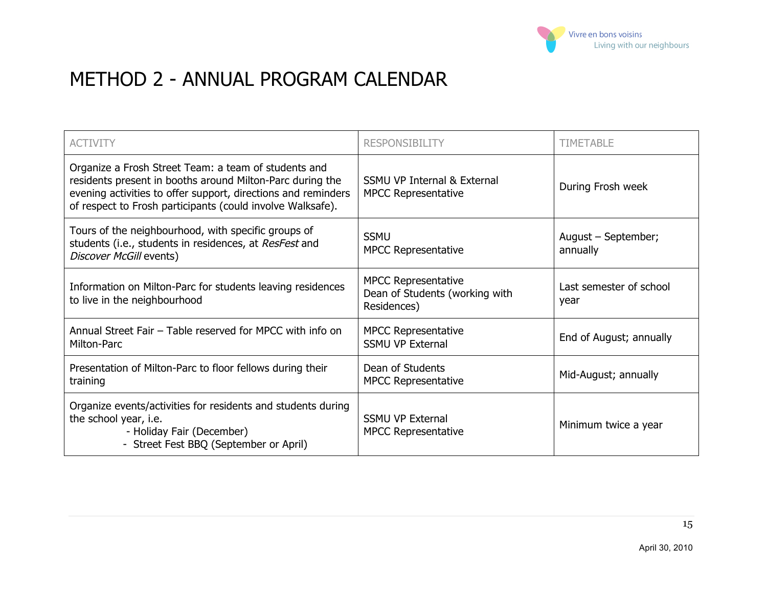# METHOD 2 - ANNUAL PROGRAM CALENDAR

| ACTIVITY | RESPONSIBILITY | TIMETABLE |
|---|---|---|
| Organize a Frosh Street Team: a team of students and residents present in booths around Milton-Parc during the evening activities to offer support, directions and reminders of respect to Frosh participants (could involve Walksafe). | SSMU VP Internal & External<br>MPCC Representative | During Frosh week |
| Tours of the neighbourhood, with specific groups of students (i.e., students in residences, at *ResFest* and *Discover McGill* events) | SSMU<br>MPCC Representative | August – September; annually |
| Information on Milton-Parc for students leaving residences to live in the neighbourhood | MPCC Representative<br>Dean of Students (working with Residences) | Last semester of school year |
| Annual Street Fair – Table reserved for MPCC with info on Milton-Parc | MPCC Representative<br>SSMU VP External | End of August; annually |
| Presentation of Milton-Parc to floor fellows during their training | Dean of Students<br>MPCC Representative | Mid-August; annually |
| Organize events/activities for residents and students during the school year, i.e.<br>- Holiday Fair (December)<br>- Street Fest BBQ (September or April) | SSMU VP External<br>MPCC Representative | Minimum twice a year |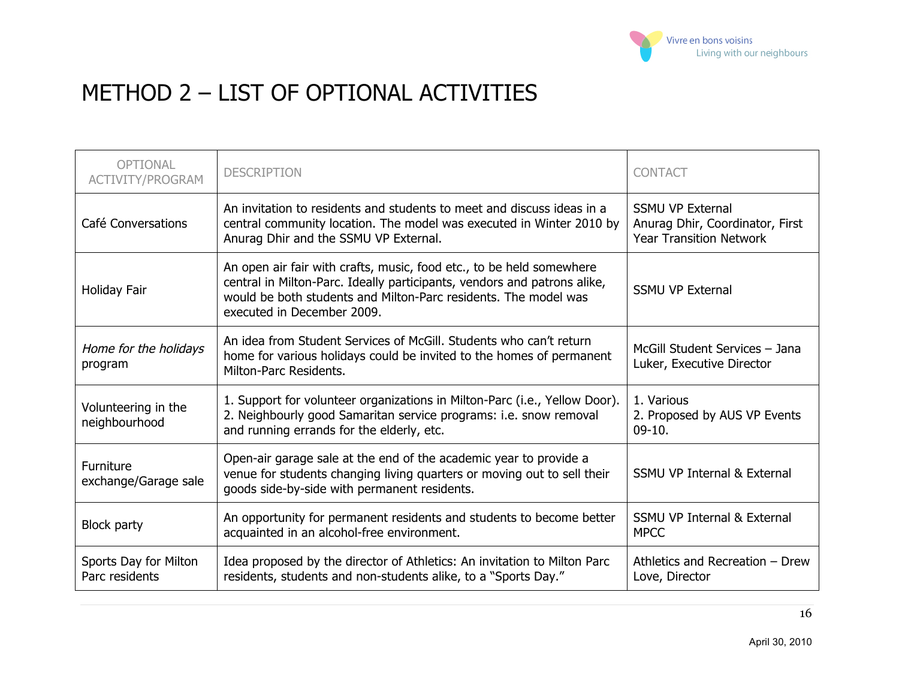# METHOD 2 – LIST OF OPTIONAL ACTIVITIES

| OPTIONAL ACTIVITY/PROGRAM | DESCRIPTION | CONTACT |
|---|---|---|
| Café Conversations | An invitation to residents and students to meet and discuss ideas in a central community location. The model was executed in Winter 2010 by Anurag Dhir and the SSMU VP External. | SSMU VP External<br>Anurag Dhir, Coordinator, First Year Transition Network |
| Holiday Fair | An open air fair with crafts, music, food etc., to be held somewhere central in Milton-Parc. Ideally participants, vendors and patrons alike, would be both students and Milton-Parc residents. The model was executed in December 2009. | SSMU VP External |
| *Home for the holidays* program | An idea from Student Services of McGill. Students who can't return home for various holidays could be invited to the homes of permanent Milton-Parc Residents. | McGill Student Services – Jana Luker, Executive Director |
| Volunteering in the neighbourhood | 1. Support for volunteer organizations in Milton-Parc (i.e., Yellow Door).<br>2. Neighbourly good Samaritan service programs: i.e. snow removal and running errands for the elderly, etc. | 1. Various<br>2. Proposed by AUS VP Events 09-10. |
| Furniture exchange/Garage sale | Open-air garage sale at the end of the academic year to provide a venue for students changing living quarters or moving out to sell their goods side-by-side with permanent residents. | SSMU VP Internal & External |
| Block party | An opportunity for permanent residents and students to become better acquainted in an alcohol-free environment. | SSMU VP Internal & External<br>MPCC |
| Sports Day for Milton Parc residents | Idea proposed by the director of Athletics: An invitation to Milton Parc residents, students and non-students alike, to a "Sports Day." | Athletics and Recreation – Drew Love, Director |

April 30, 2010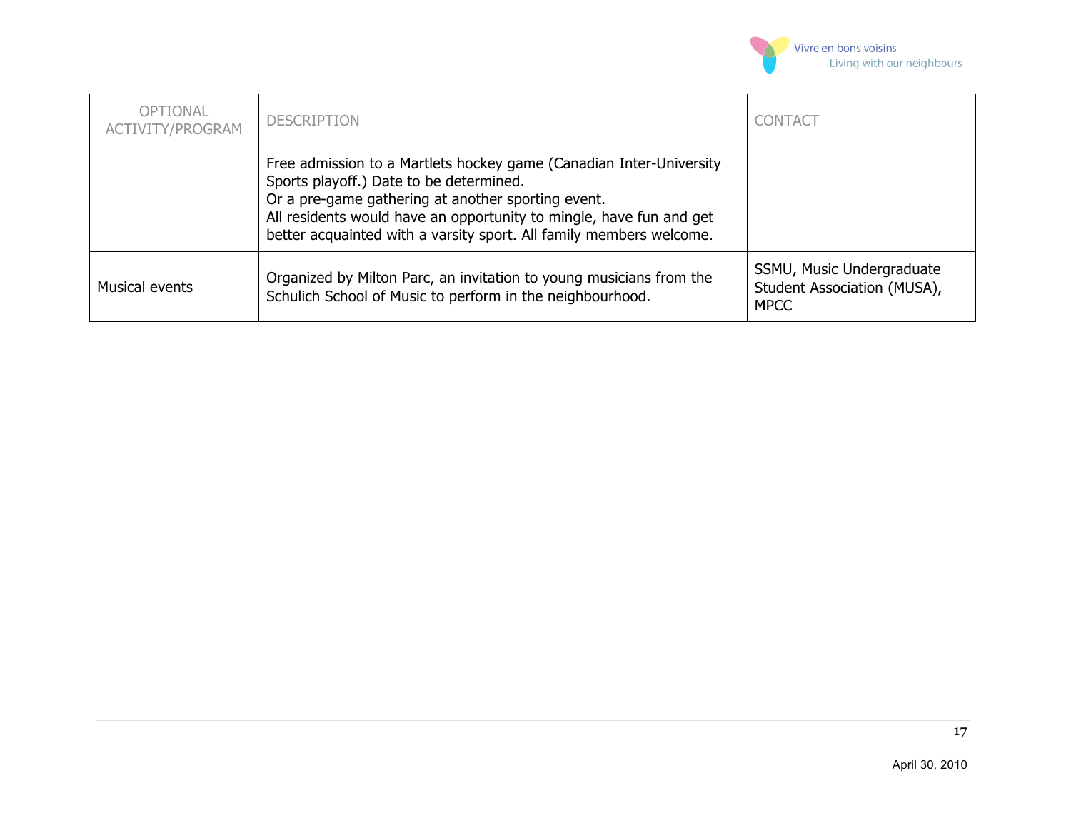| OPTIONAL ACTIVITY/PROGRAM | DESCRIPTION | CONTACT |
|---|---|---|
| | Free admission to a Martlets hockey game (Canadian Inter-University Sports playoff.) Date to be determined.<br>Or a pre-game gathering at another sporting event.<br>All residents would have an opportunity to mingle, have fun and get better acquainted with a varsity sport. All family members welcome. | |
| Musical events | Organized by Milton Parc, an invitation to young musicians from the Schulich School of Music to perform in the neighbourhood. | SSMU, Music Undergraduate Student Association (MUSA), MPCC |

April 30, 2010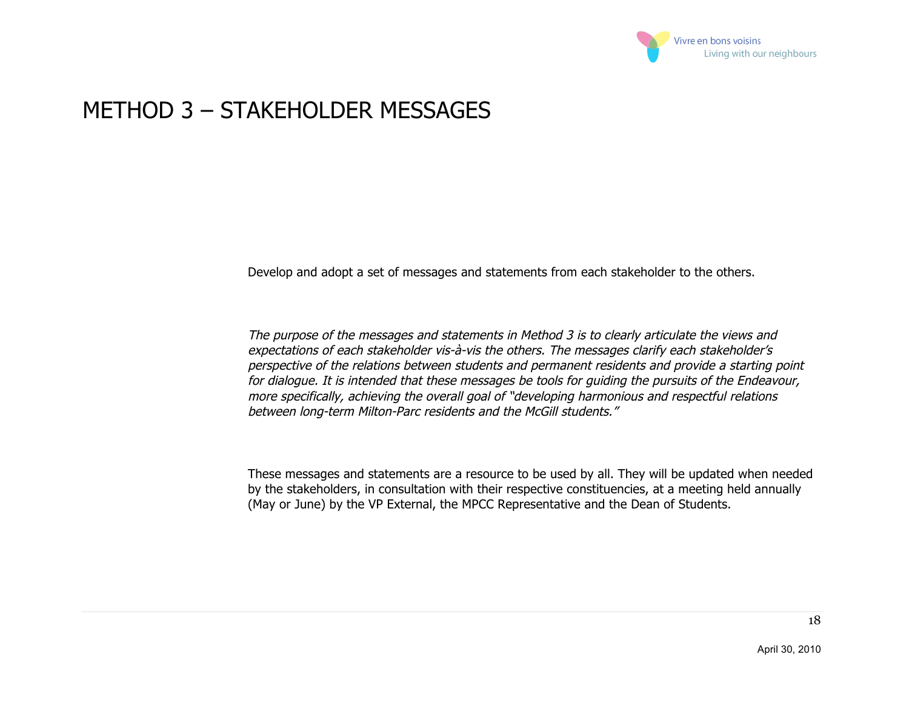# METHOD 3 – STAKEHOLDER MESSAGES

Develop and adopt a set of messages and statements from each stakeholder to the others.

*The purpose of the messages and statements in Method 3 is to clearly articulate the views and expectations of each stakeholder vis-à-vis the others. The messages clarify each stakeholder's perspective of the relations between students and permanent residents and provide a starting point for dialogue. It is intended that these messages be tools for guiding the pursuits of the Endeavour, more specifically, achieving the overall goal of "developing harmonious and respectful relations between long-term Milton-Parc residents and the McGill students."*

These messages and statements are a resource to be used by all. They will be updated when needed by the stakeholders, in consultation with their respective constituencies, at a meeting held annually (May or June) by the VP External, the MPCC Representative and the Dean of Students.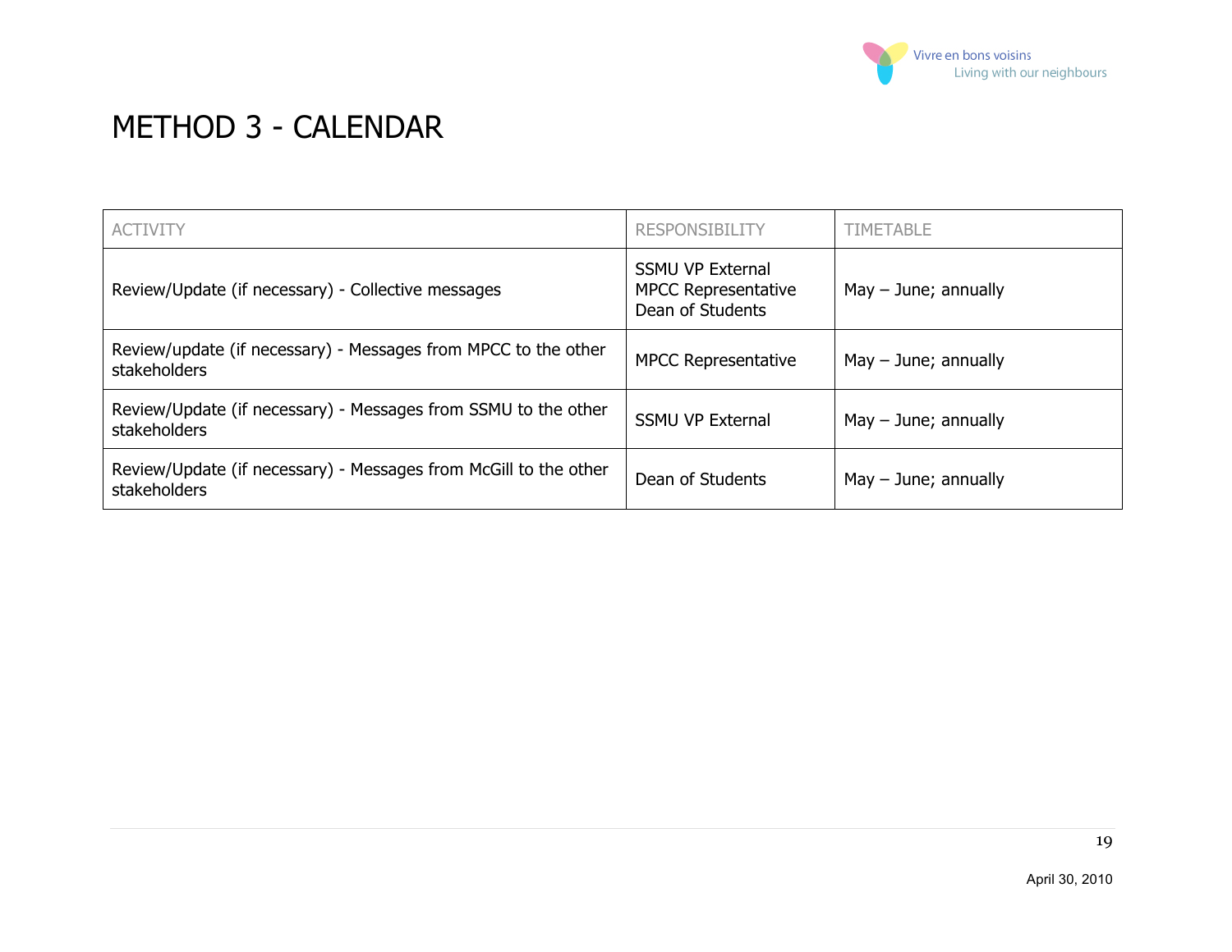# METHOD 3 - CALENDAR

| ACTIVITY | RESPONSIBILITY | TIMETABLE |
|---|---|---|
| Review/Update (if necessary) - Collective messages | SSMU VP External<br>MPCC Representative<br>Dean of Students | May – June; annually |
| Review/update (if necessary) - Messages from MPCC to the other stakeholders | MPCC Representative | May – June; annually |
| Review/Update (if necessary) - Messages from SSMU to the other stakeholders | SSMU VP External | May – June; annually |
| Review/Update (if necessary) - Messages from McGill to the other stakeholders | Dean of Students | May – June; annually |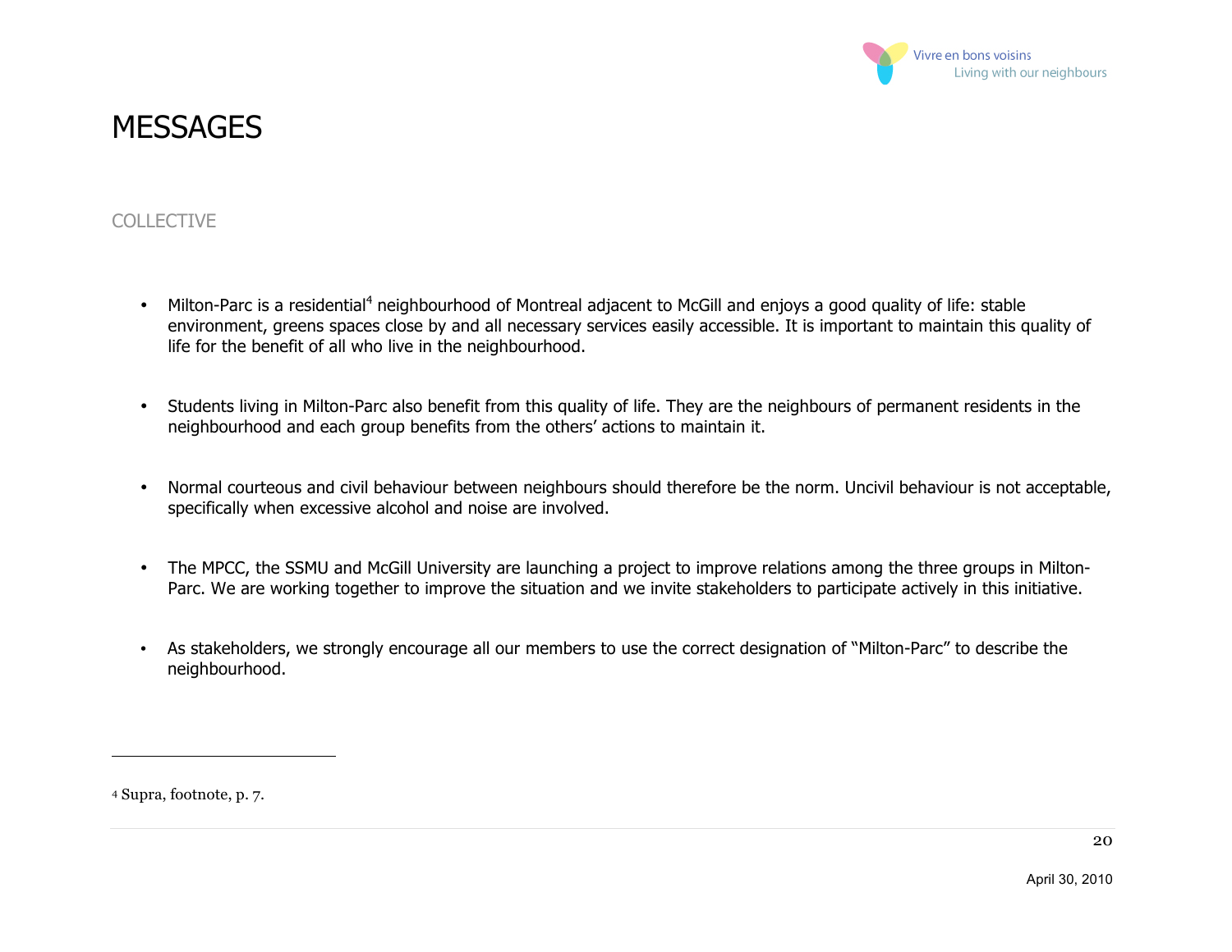# MESSAGES

## COLLECTIVE

- Milton-Parc is a residential[4] neighbourhood of Montreal adjacent to McGill and enjoys a good quality of life: stable environment, greens spaces close by and all necessary services easily accessible. It is important to maintain this quality of life for the benefit of all who live in the neighbourhood.

- Students living in Milton-Parc also benefit from this quality of life. They are the neighbours of permanent residents in the neighbourhood and each group benefits from the others' actions to maintain it.

- Normal courteous and civil behaviour between neighbours should therefore be the norm. Uncivil behaviour is not acceptable, specifically when excessive alcohol and noise are involved.

- The MPCC, the SSMU and McGill University are launching a project to improve relations among the three groups in Milton-Parc. We are working together to improve the situation and we invite stakeholders to participate actively in this initiative.

- As stakeholders, we strongly encourage all our members to use the correct designation of "Milton-Parc" to describe the neighbourhood.

---

[4] Supra, footnote, p. 7.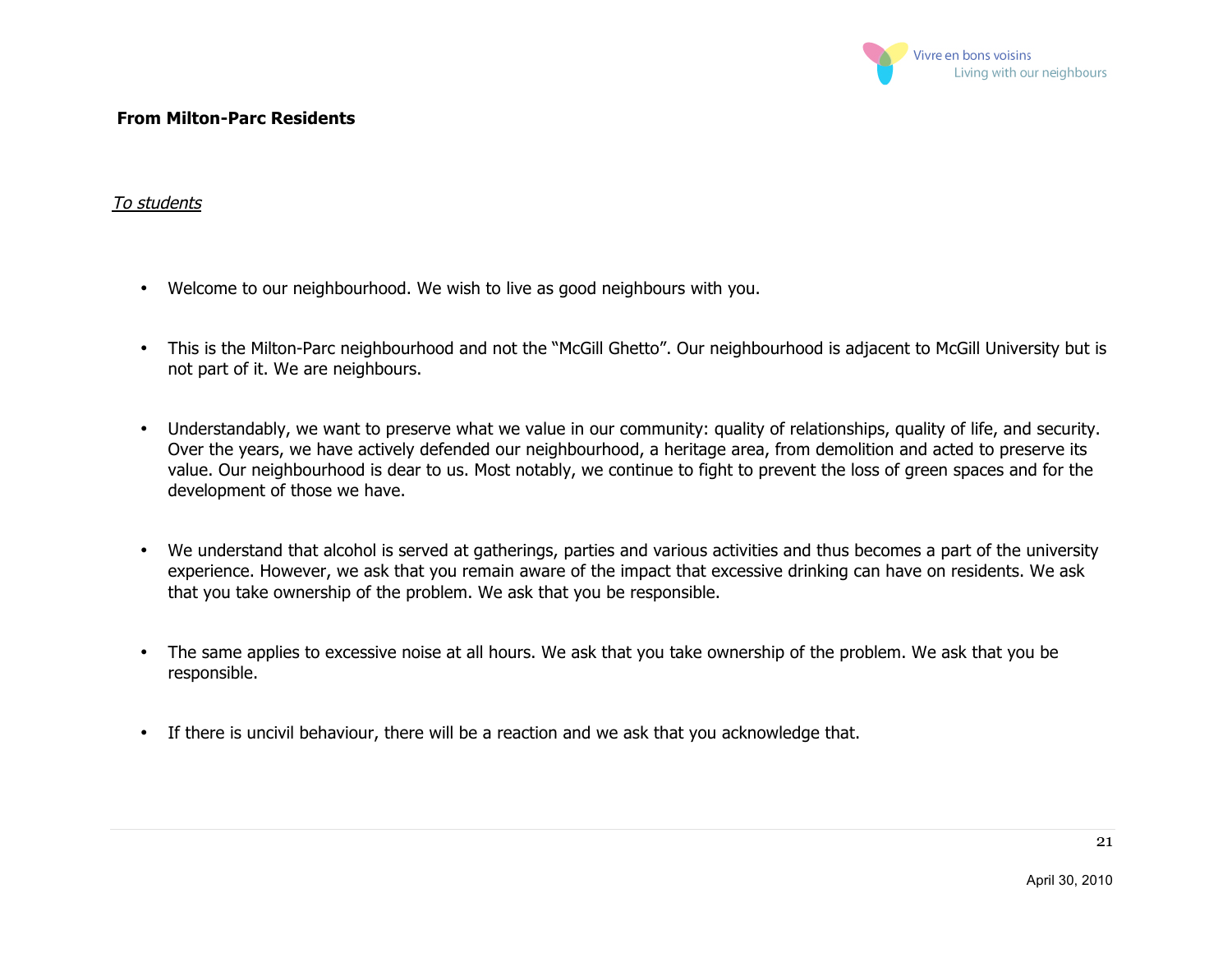**From Milton-Parc Residents**

*To students*

- Welcome to our neighbourhood. We wish to live as good neighbours with you.

- This is the Milton-Parc neighbourhood and not the "McGill Ghetto". Our neighbourhood is adjacent to McGill University but is not part of it. We are neighbours.

- Understandably, we want to preserve what we value in our community: quality of relationships, quality of life, and security. Over the years, we have actively defended our neighbourhood, a heritage area, from demolition and acted to preserve its value. Our neighbourhood is dear to us. Most notably, we continue to fight to prevent the loss of green spaces and for the development of those we have.

- We understand that alcohol is served at gatherings, parties and various activities and thus becomes a part of the university experience. However, we ask that you remain aware of the impact that excessive drinking can have on residents. We ask that you take ownership of the problem. We ask that you be responsible.

- The same applies to excessive noise at all hours. We ask that you take ownership of the problem. We ask that you be responsible.

- If there is uncivil behaviour, there will be a reaction and we ask that you acknowledge that.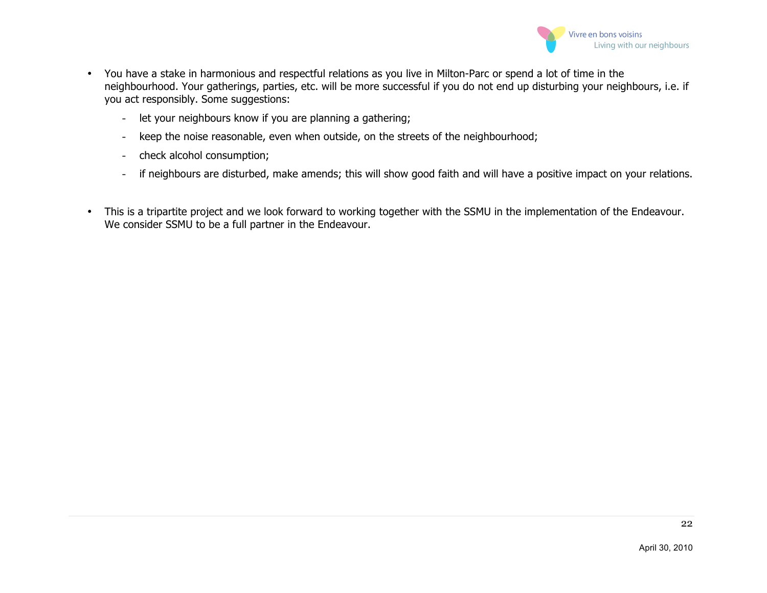- You have a stake in harmonious and respectful relations as you live in Milton-Parc or spend a lot of time in the neighbourhood. Your gatherings, parties, etc. will be more successful if you do not end up disturbing your neighbours, i.e. if you act responsibly. Some suggestions:
    - let your neighbours know if you are planning a gathering;
    - keep the noise reasonable, even when outside, on the streets of the neighbourhood;
    - check alcohol consumption;
    - if neighbours are disturbed, make amends; this will show good faith and will have a positive impact on your relations.

- This is a tripartite project and we look forward to working together with the SSMU in the implementation of the Endeavour. We consider SSMU to be a full partner in the Endeavour.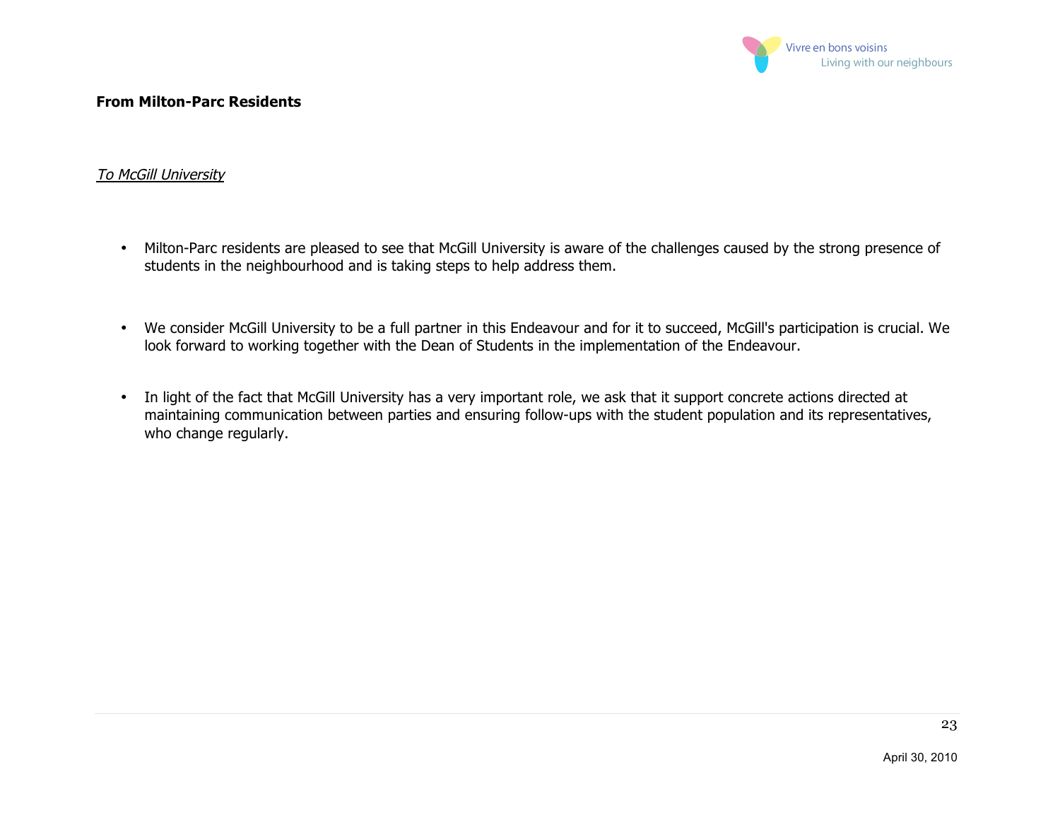**From Milton-Parc Residents**

*To McGill University*

- Milton-Parc residents are pleased to see that McGill University is aware of the challenges caused by the strong presence of students in the neighbourhood and is taking steps to help address them.

- We consider McGill University to be a full partner in this Endeavour and for it to succeed, McGill's participation is crucial. We look forward to working together with the Dean of Students in the implementation of the Endeavour.

- In light of the fact that McGill University has a very important role, we ask that it support concrete actions directed at maintaining communication between parties and ensuring follow-ups with the student population and its representatives, who change regularly.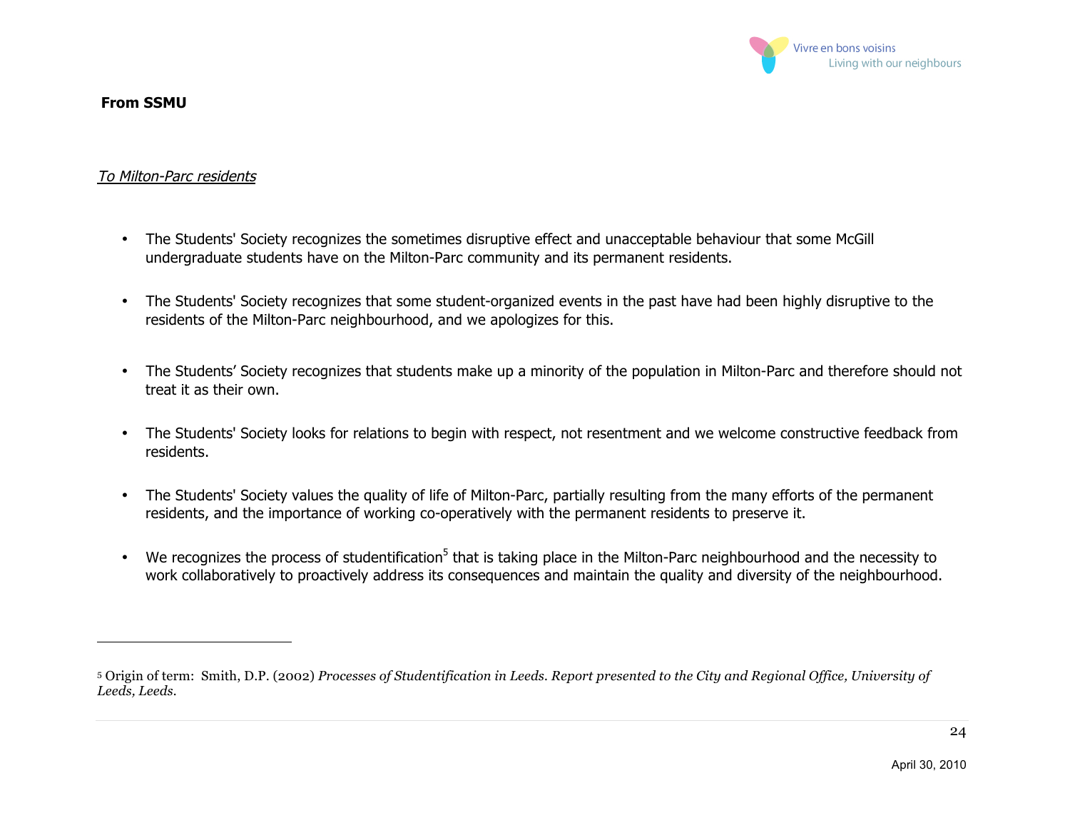**From SSMU**

*To Milton-Parc residents*

- The Students' Society recognizes the sometimes disruptive effect and unacceptable behaviour that some McGill undergraduate students have on the Milton-Parc community and its permanent residents.

- The Students' Society recognizes that some student-organized events in the past have had been highly disruptive to the residents of the Milton-Parc neighbourhood, and we apologizes for this.

- The Students' Society recognizes that students make up a minority of the population in Milton-Parc and therefore should not treat it as their own.

- The Students' Society looks for relations to begin with respect, not resentment and we welcome constructive feedback from residents.

- The Students' Society values the quality of life of Milton-Parc, partially resulting from the many efforts of the permanent residents, and the importance of working co-operatively with the permanent residents to preserve it.

- We recognizes the process of studentification[5] that is taking place in the Milton-Parc neighbourhood and the necessity to work collaboratively to proactively address its consequences and maintain the quality and diversity of the neighbourhood.

---

[5] Origin of term: Smith, D.P. (2002) *Processes of Studentification in Leeds. Report presented to the City and Regional Office, University of Leeds, Leeds.*

April 30, 2010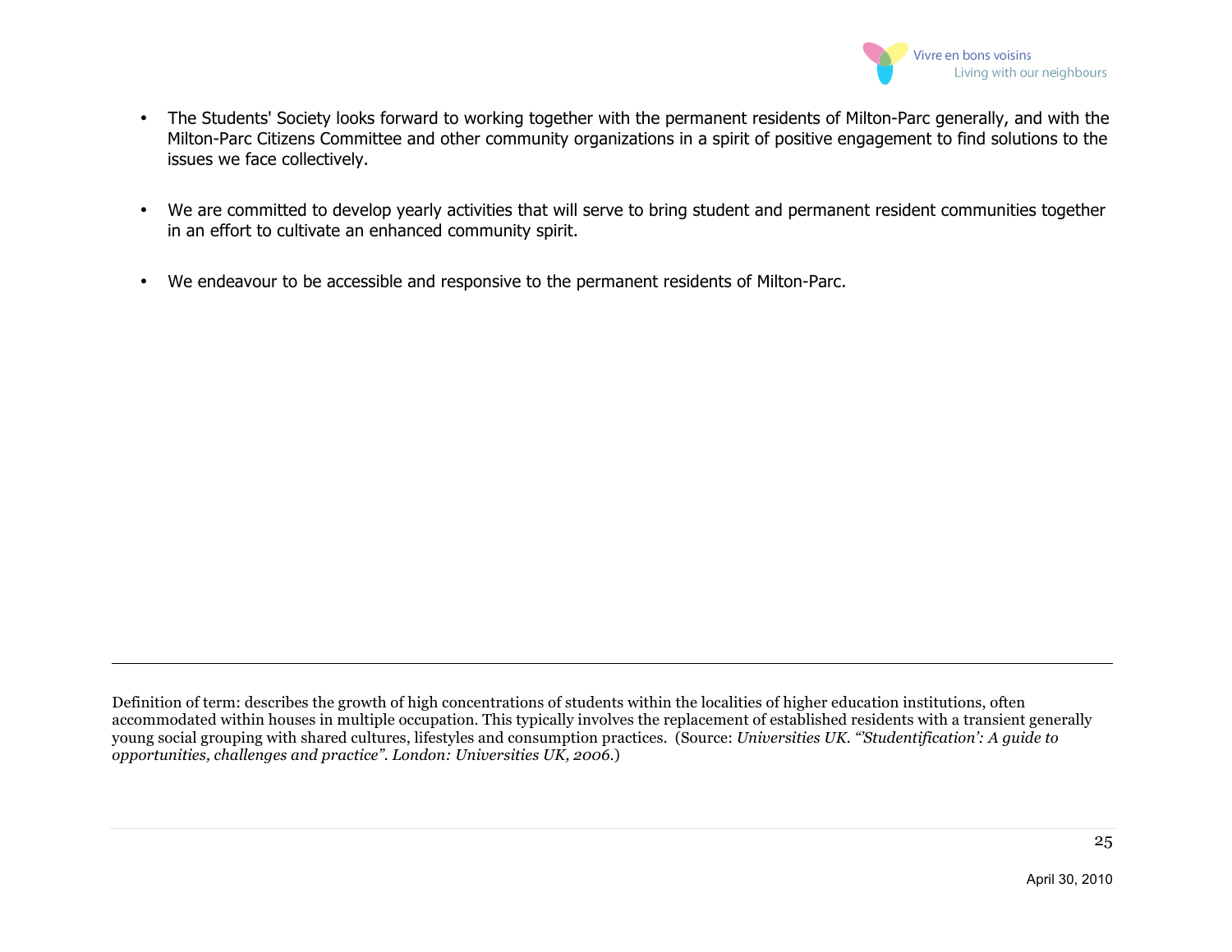- The Students' Society looks forward to working together with the permanent residents of Milton-Parc generally, and with the Milton-Parc Citizens Committee and other community organizations in a spirit of positive engagement to find solutions to the issues we face collectively.

- We are committed to develop yearly activities that will serve to bring student and permanent resident communities together in an effort to cultivate an enhanced community spirit.

- We endeavour to be accessible and responsive to the permanent residents of Milton-Parc.

---

Definition of term: describes the growth of high concentrations of students within the localities of higher education institutions, often accommodated within houses in multiple occupation. This typically involves the replacement of established residents with a transient generally young social grouping with shared cultures, lifestyles and consumption practices. (Source: *Universities UK. "'Studentification': A guide to opportunities, challenges and practice". London: Universities UK, 2006.*)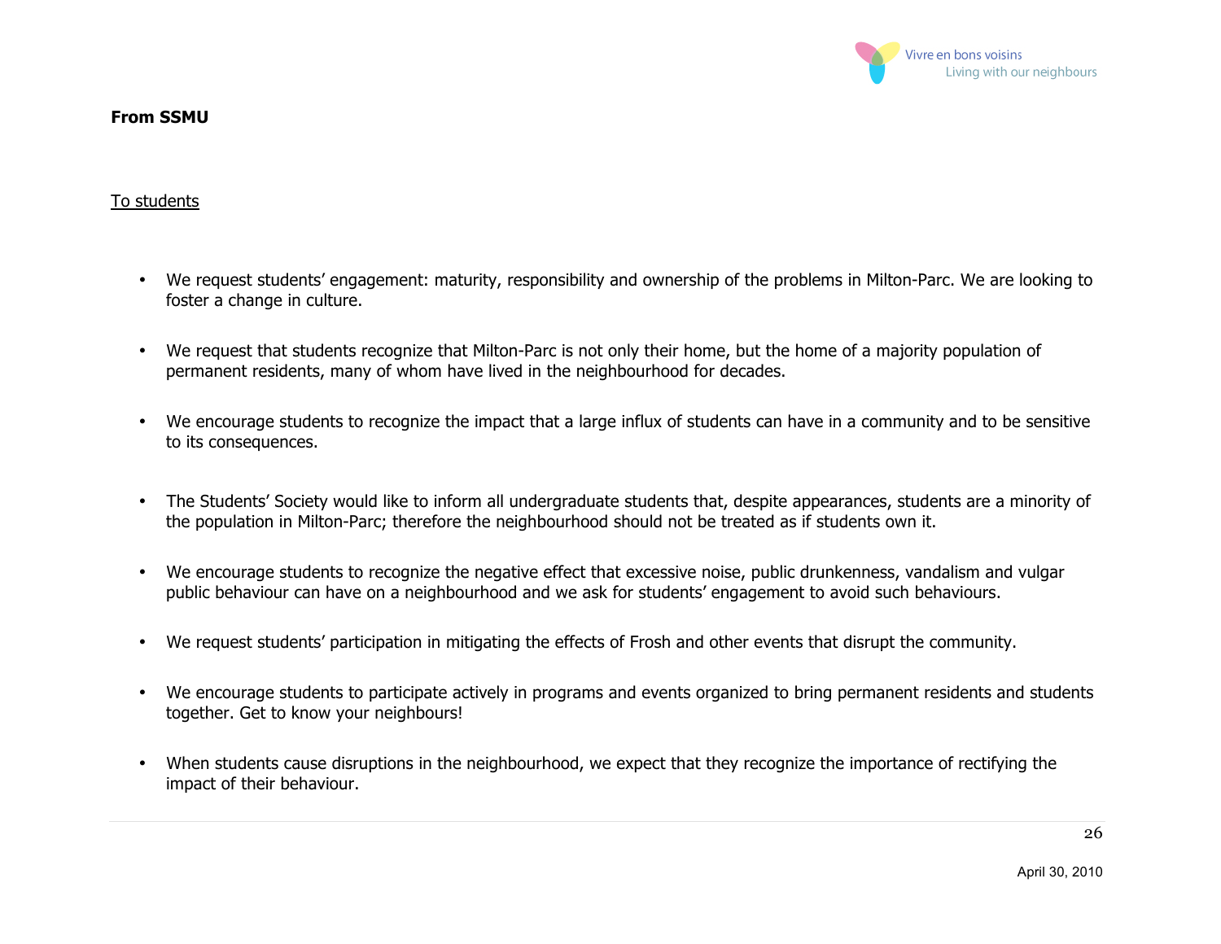**From SSMU**

To students

- We request students' engagement: maturity, responsibility and ownership of the problems in Milton-Parc. We are looking to foster a change in culture.
- We request that students recognize that Milton-Parc is not only their home, but the home of a majority population of permanent residents, many of whom have lived in the neighbourhood for decades.
- We encourage students to recognize the impact that a large influx of students can have in a community and to be sensitive to its consequences.
- The Students' Society would like to inform all undergraduate students that, despite appearances, students are a minority of the population in Milton-Parc; therefore the neighbourhood should not be treated as if students own it.
- We encourage students to recognize the negative effect that excessive noise, public drunkenness, vandalism and vulgar public behaviour can have on a neighbourhood and we ask for students' engagement to avoid such behaviours.
- We request students' participation in mitigating the effects of Frosh and other events that disrupt the community.
- We encourage students to participate actively in programs and events organized to bring permanent residents and students together. Get to know your neighbours!
- When students cause disruptions in the neighbourhood, we expect that they recognize the importance of rectifying the impact of their behaviour.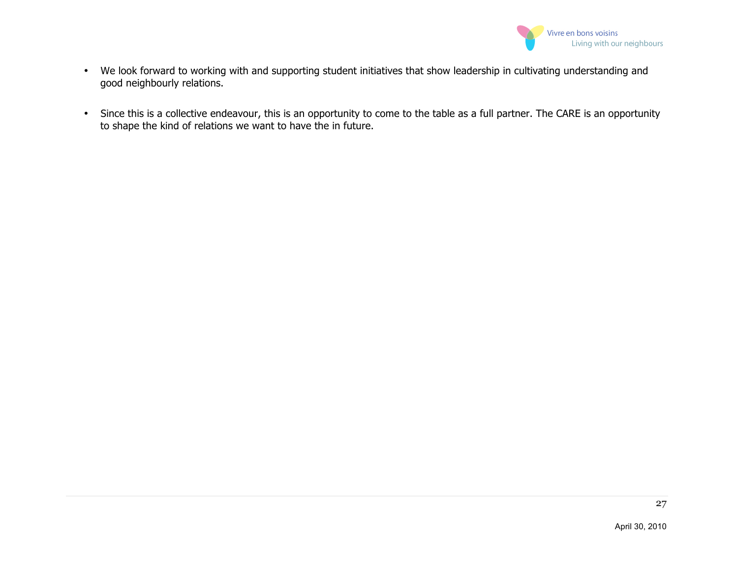- We look forward to working with and supporting student initiatives that show leadership in cultivating understanding and good neighbourly relations.

- Since this is a collective endeavour, this is an opportunity to come to the table as a full partner. The CARE is an opportunity to shape the kind of relations we want to have the in future.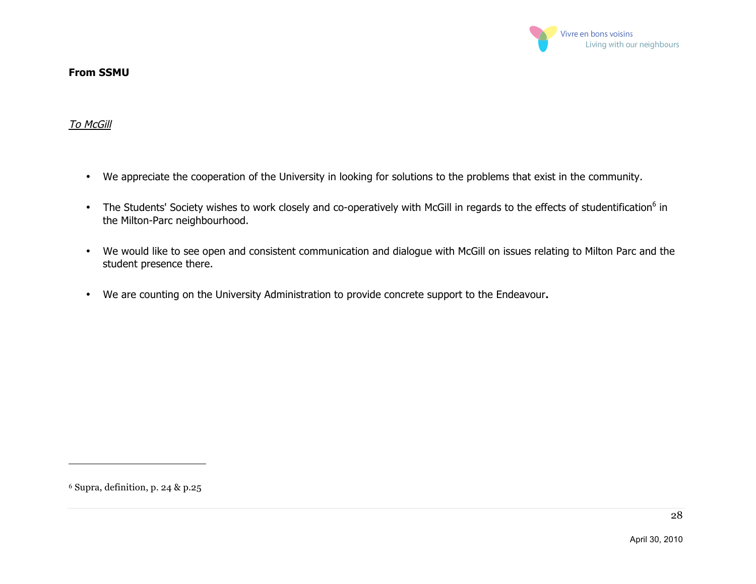**From SSMU**

*To McGill*

- We appreciate the cooperation of the University in looking for solutions to the problems that exist in the community.
- The Students' Society wishes to work closely and co-operatively with McGill in regards to the effects of studentification[6] in the Milton-Parc neighbourhood.
- We would like to see open and consistent communication and dialogue with McGill on issues relating to Milton Parc and the student presence there.
- We are counting on the University Administration to provide concrete support to the Endeavour**.**

---

[6] Supra, definition, p. 24 & p.25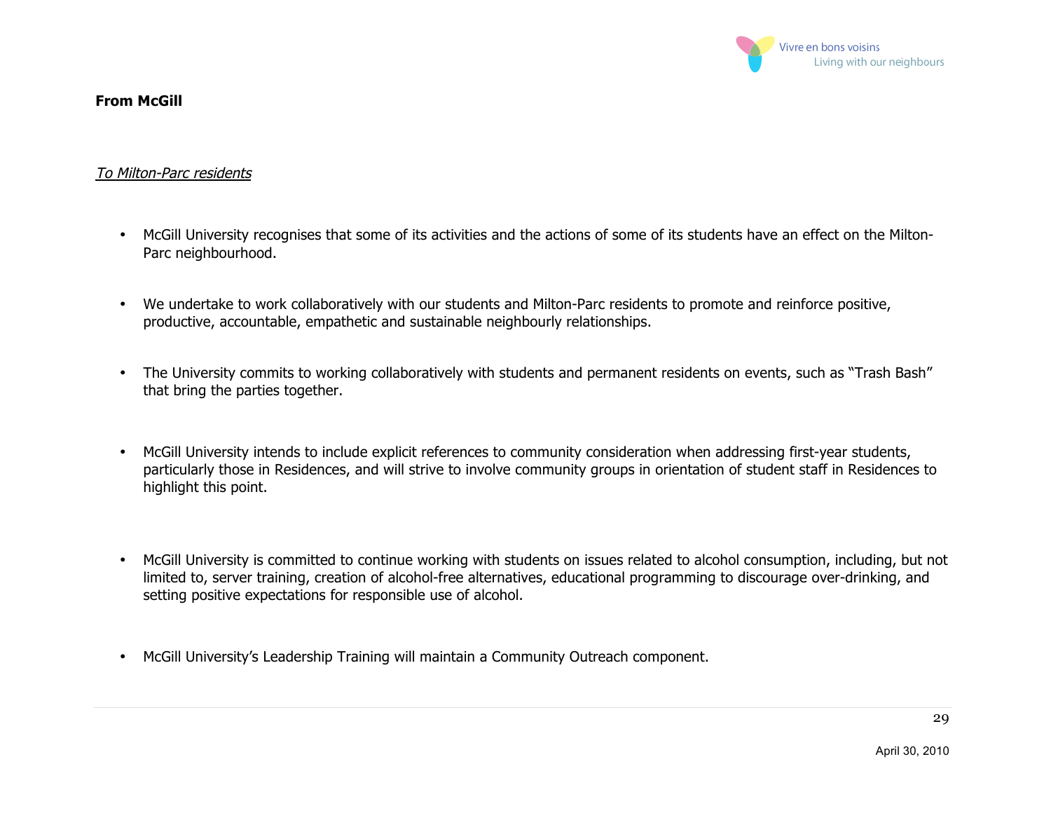**From McGill**

*To Milton-Parc residents*

- McGill University recognises that some of its activities and the actions of some of its students have an effect on the Milton-Parc neighbourhood.

- We undertake to work collaboratively with our students and Milton-Parc residents to promote and reinforce positive, productive, accountable, empathetic and sustainable neighbourly relationships.

- The University commits to working collaboratively with students and permanent residents on events, such as "Trash Bash" that bring the parties together.

- McGill University intends to include explicit references to community consideration when addressing first-year students, particularly those in Residences, and will strive to involve community groups in orientation of student staff in Residences to highlight this point.

- McGill University is committed to continue working with students on issues related to alcohol consumption, including, but not limited to, server training, creation of alcohol-free alternatives, educational programming to discourage over-drinking, and setting positive expectations for responsible use of alcohol.

- McGill University's Leadership Training will maintain a Community Outreach component.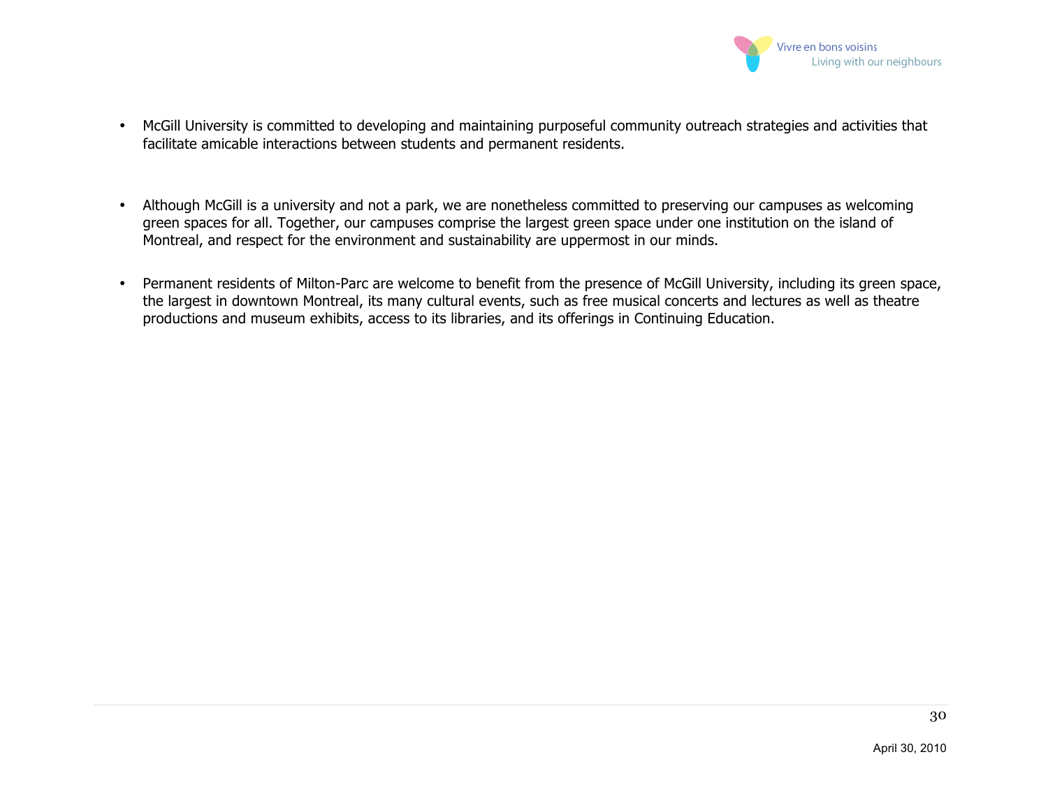- McGill University is committed to developing and maintaining purposeful community outreach strategies and activities that facilitate amicable interactions between students and permanent residents.

- Although McGill is a university and not a park, we are nonetheless committed to preserving our campuses as welcoming green spaces for all. Together, our campuses comprise the largest green space under one institution on the island of Montreal, and respect for the environment and sustainability are uppermost in our minds.

- Permanent residents of Milton-Parc are welcome to benefit from the presence of McGill University, including its green space, the largest in downtown Montreal, its many cultural events, such as free musical concerts and lectures as well as theatre productions and museum exhibits, access to its libraries, and its offerings in Continuing Education.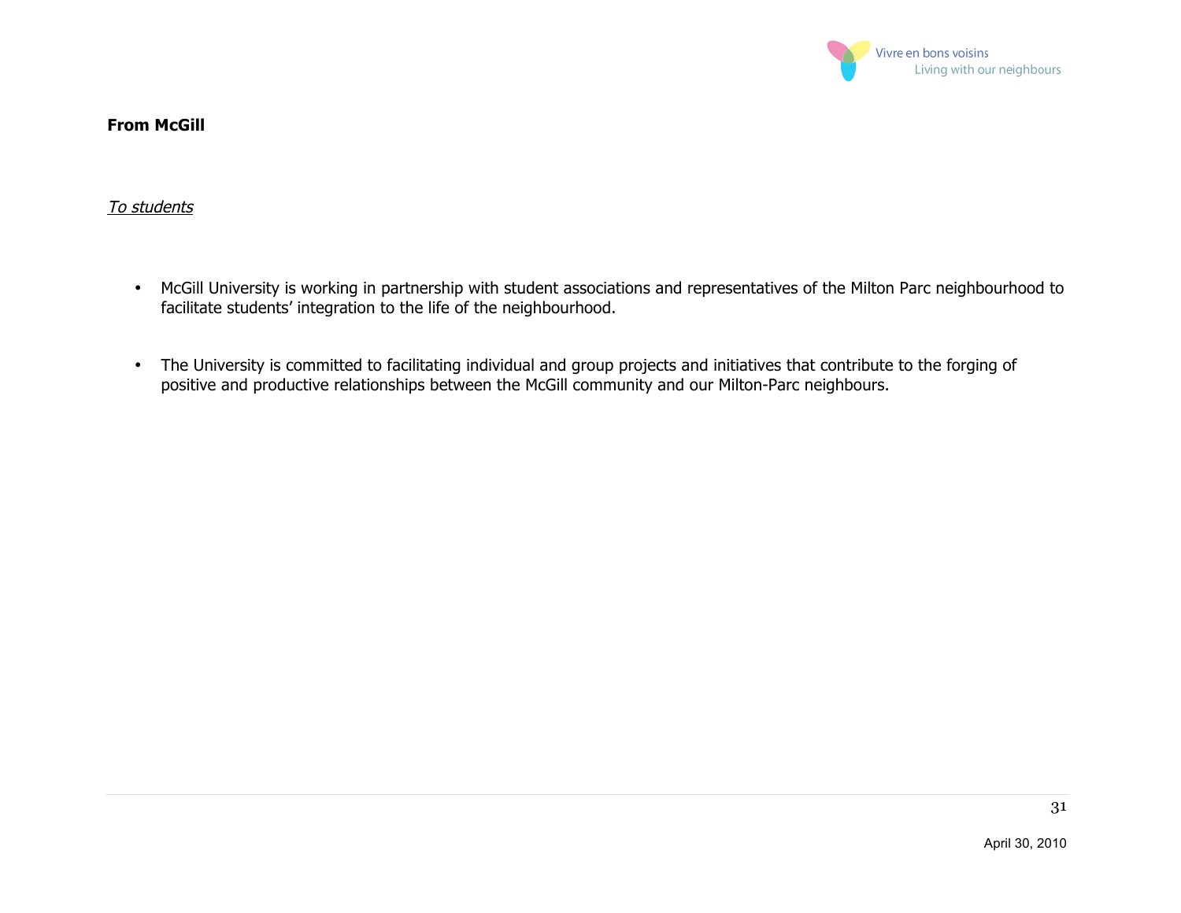**From McGill**

*To students*

- McGill University is working in partnership with student associations and representatives of the Milton Parc neighbourhood to facilitate students' integration to the life of the neighbourhood.

- The University is committed to facilitating individual and group projects and initiatives that contribute to the forging of positive and productive relationships between the McGill community and our Milton-Parc neighbours.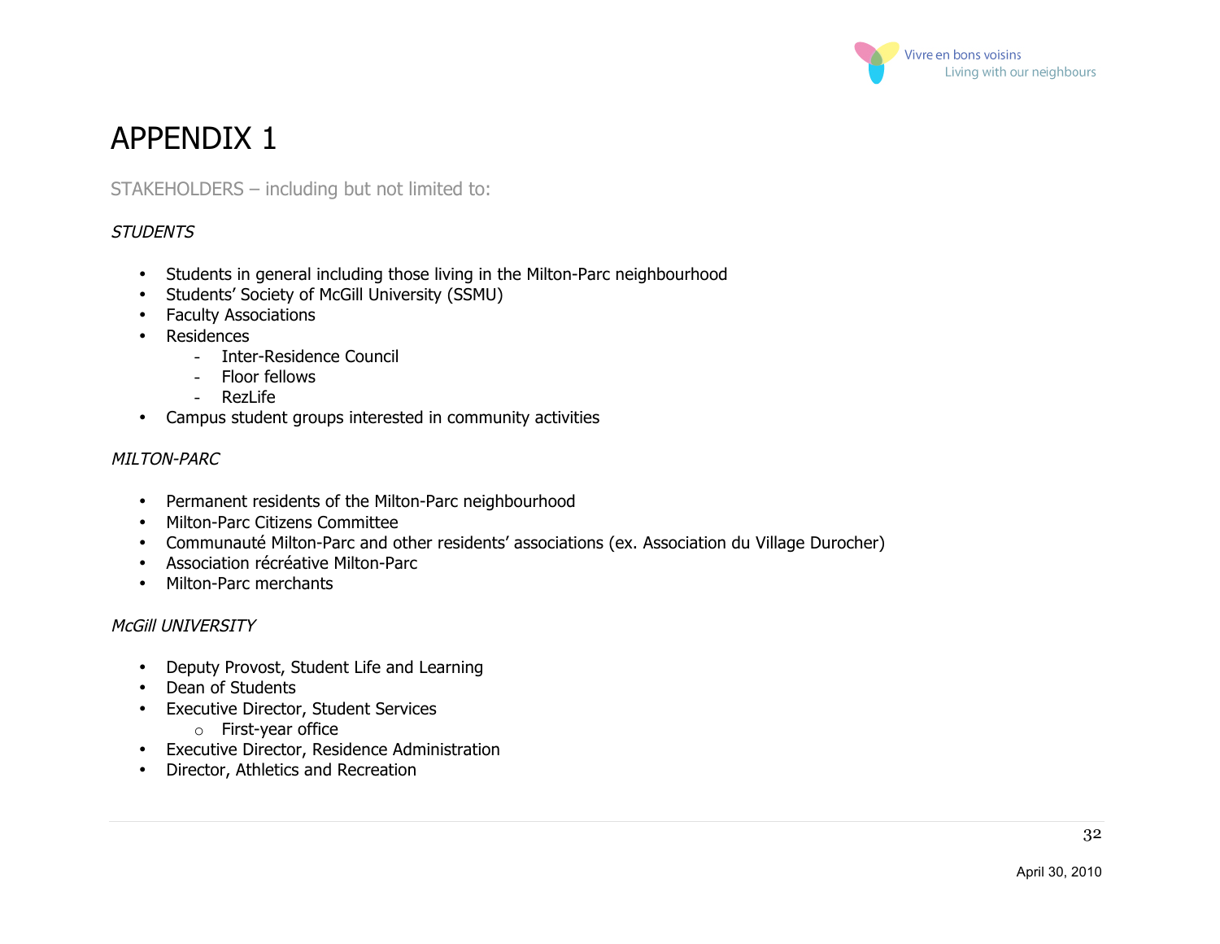# APPENDIX 1

STAKEHOLDERS – including but not limited to:

*STUDENTS*

- Students in general including those living in the Milton-Parc neighbourhood
- Students' Society of McGill University (SSMU)
- Faculty Associations
- Residences
  - Inter-Residence Council
  - Floor fellows
  - RezLife
- Campus student groups interested in community activities

*MILTON-PARC*

- Permanent residents of the Milton-Parc neighbourhood
- Milton-Parc Citizens Committee
- Communauté Milton-Parc and other residents' associations (ex. Association du Village Durocher)
- Association récréative Milton-Parc
- Milton-Parc merchants

*McGill UNIVERSITY*

- Deputy Provost, Student Life and Learning
- Dean of Students
- Executive Director, Student Services
  - First-year office
- Executive Director, Residence Administration
- Director, Athletics and Recreation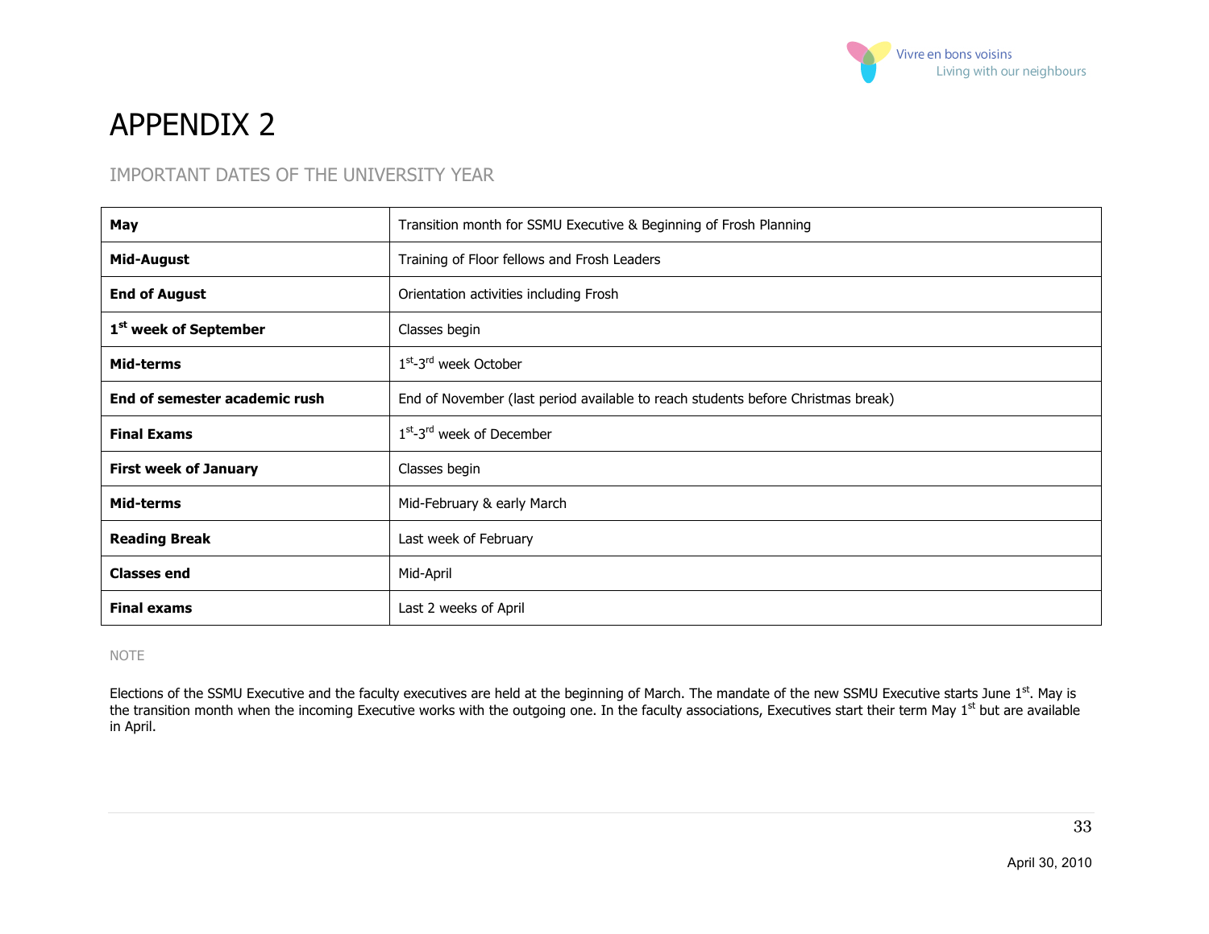# APPENDIX 2

## IMPORTANT DATES OF THE UNIVERSITY YEAR

| | |
|---|---|
| **May** | Transition month for SSMU Executive & Beginning of Frosh Planning |
| **Mid-August** | Training of Floor fellows and Frosh Leaders |
| **End of August** | Orientation activities including Frosh |
| **1st week of September** | Classes begin |
| **Mid-terms** | 1st-3rd week October |
| **End of semester academic rush** | End of November (last period available to reach students before Christmas break) |
| **Final Exams** | 1st-3rd week of December |
| **First week of January** | Classes begin |
| **Mid-terms** | Mid-February & early March |
| **Reading Break** | Last week of February |
| **Classes end** | Mid-April |
| **Final exams** | Last 2 weeks of April |

NOTE

Elections of the SSMU Executive and the faculty executives are held at the beginning of March. The mandate of the new SSMU Executive starts June 1st. May is the transition month when the incoming Executive works with the outgoing one. In the faculty associations, Executives start their term May 1st but are available in April.

April 30, 2010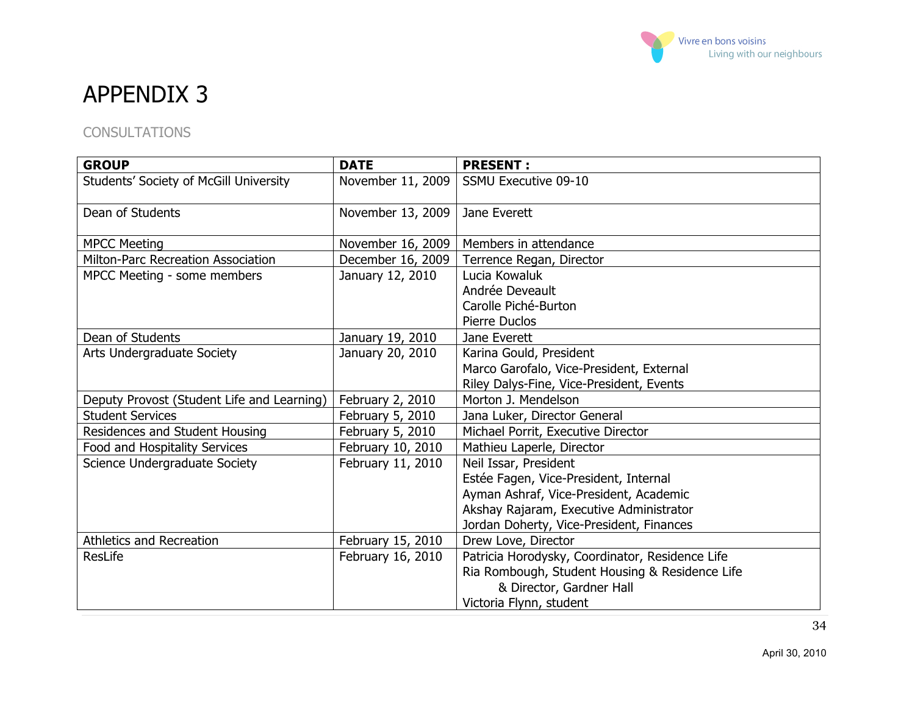# APPENDIX 3

## CONSULTATIONS

| GROUP | DATE | PRESENT : |
|---|---|---|
| Students' Society of McGill University | November 11, 2009 | SSMU Executive 09-10 |
| Dean of Students | November 13, 2009 | Jane Everett |
| MPCC Meeting | November 16, 2009 | Members in attendance |
| Milton-Parc Recreation Association | December 16, 2009 | Terrence Regan, Director |
| MPCC Meeting - some members | January 12, 2010 | Lucia Kowaluk<br>Andrée Deveault<br>Carolle Piché-Burton<br>Pierre Duclos |
| Dean of Students | January 19, 2010 | Jane Everett |
| Arts Undergraduate Society | January 20, 2010 | Karina Gould, President<br>Marco Garofalo, Vice-President, External<br>Riley Dalys-Fine, Vice-President, Events |
| Deputy Provost (Student Life and Learning) | February 2, 2010 | Morton J. Mendelson |
| Student Services | February 5, 2010 | Jana Luker, Director General |
| Residences and Student Housing | February 5, 2010 | Michael Porrit, Executive Director |
| Food and Hospitality Services | February 10, 2010 | Mathieu Laperle, Director |
| Science Undergraduate Society | February 11, 2010 | Neil Issar, President<br>Estée Fagen, Vice-President, Internal<br>Ayman Ashraf, Vice-President, Academic<br>Akshay Rajaram, Executive Administrator<br>Jordan Doherty, Vice-President, Finances |
| Athletics and Recreation | February 15, 2010 | Drew Love, Director |
| ResLife | February 16, 2010 | Patricia Horodysky, Coordinator, Residence Life<br>Ria Rombough, Student Housing & Residence Life & Director, Gardner Hall<br>Victoria Flynn, student |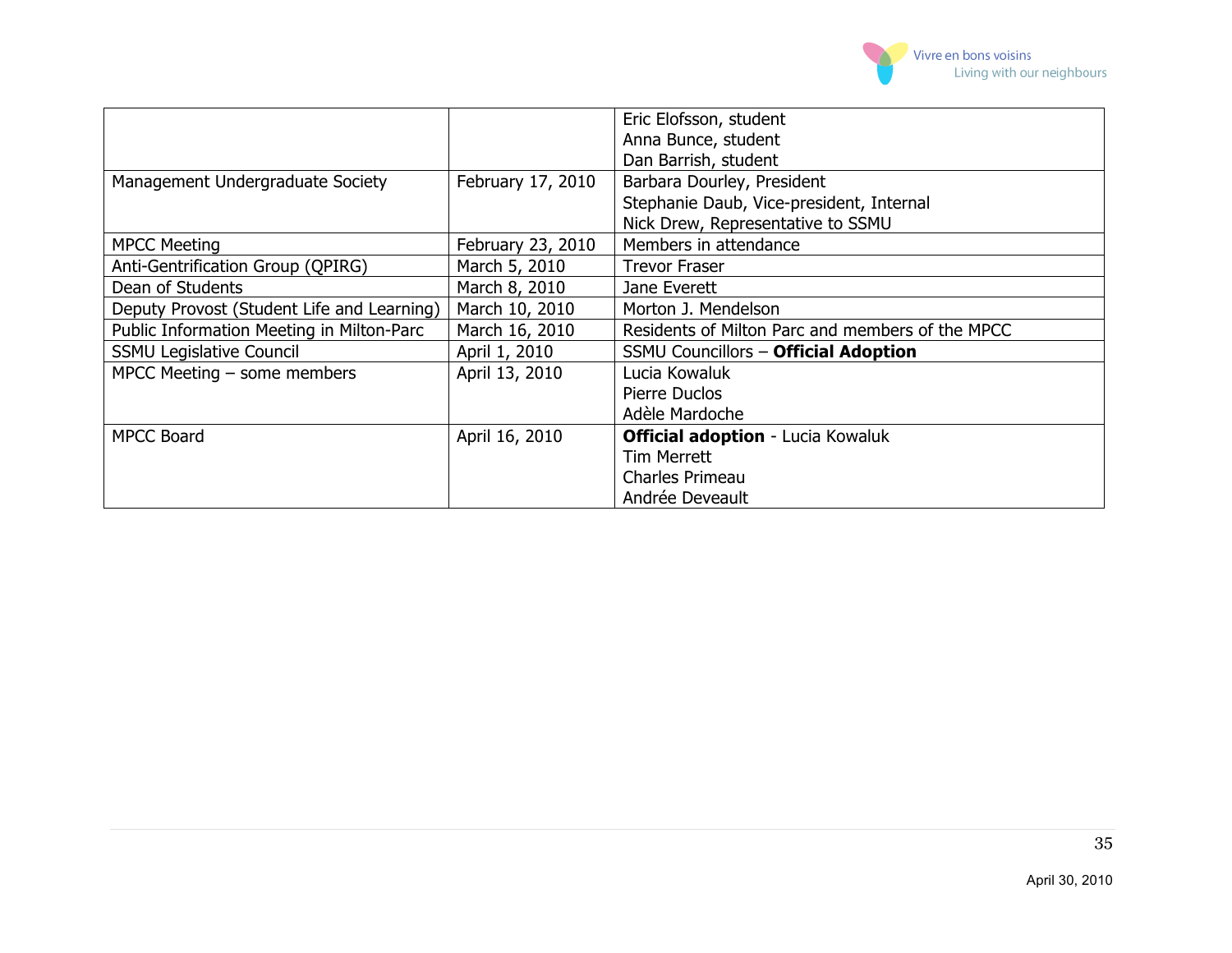| | | |
|---|---|---|
| | | Eric Elofsson, student<br>Anna Bunce, student<br>Dan Barrish, student |
| Management Undergraduate Society | February 17, 2010 | Barbara Dourley, President<br>Stephanie Daub, Vice-president, Internal<br>Nick Drew, Representative to SSMU |
| MPCC Meeting | February 23, 2010 | Members in attendance |
| Anti-Gentrification Group (QPIRG) | March 5, 2010 | Trevor Fraser |
| Dean of Students | March 8, 2010 | Jane Everett |
| Deputy Provost (Student Life and Learning) | March 10, 2010 | Morton J. Mendelson |
| Public Information Meeting in Milton-Parc | March 16, 2010 | Residents of Milton Parc and members of the MPCC |
| SSMU Legislative Council | April 1, 2010 | SSMU Councillors – **Official Adoption** |
| MPCC Meeting – some members | April 13, 2010 | Lucia Kowaluk<br>Pierre Duclos<br>Adèle Mardoche |
| MPCC Board | April 16, 2010 | **Official adoption** - Lucia Kowaluk<br>Tim Merrett<br>Charles Primeau<br>Andrée Deveault |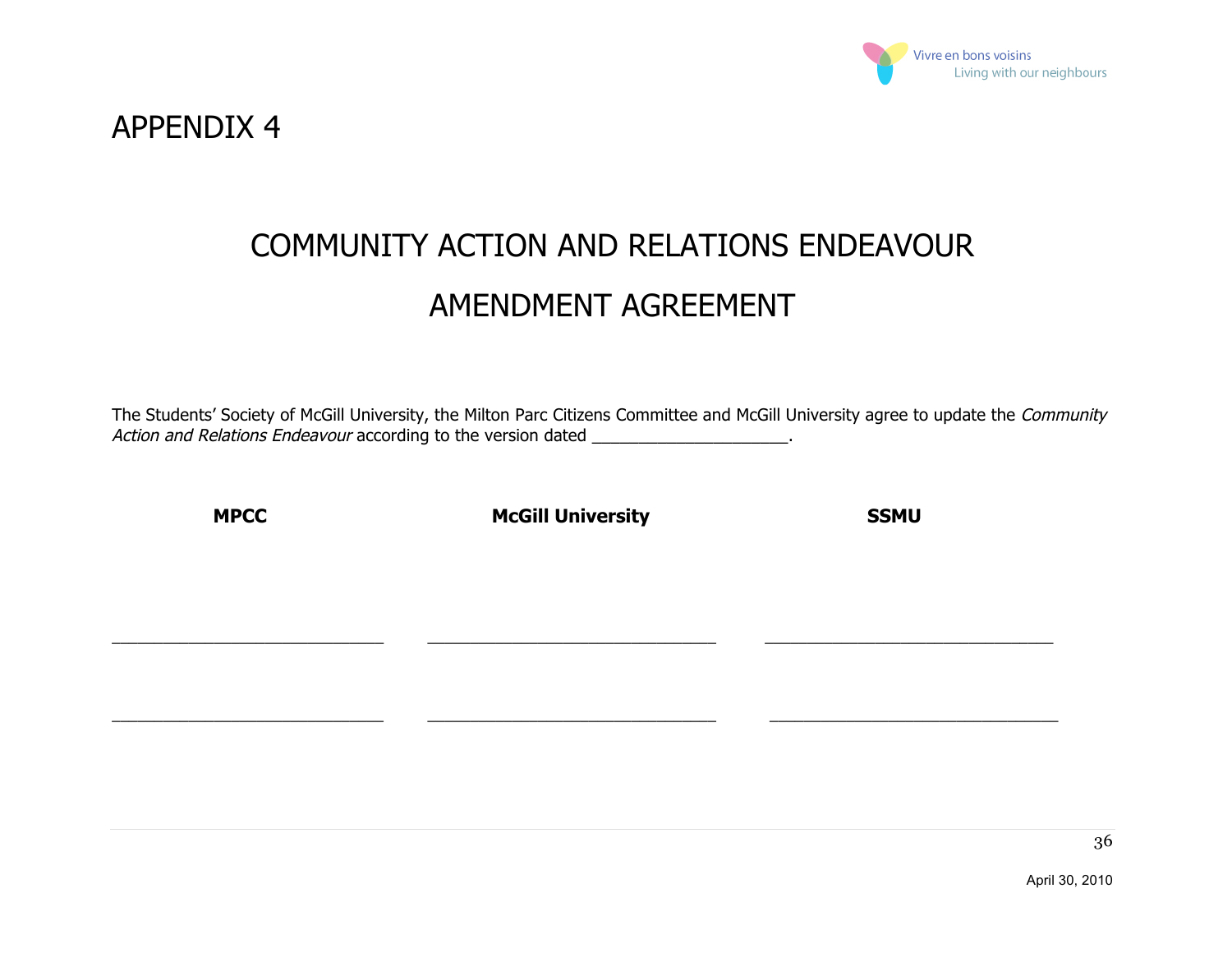# APPENDIX 4

## COMMUNITY ACTION AND RELATIONS ENDEAVOUR

## AMENDMENT AGREEMENT

The Students' Society of McGill University, the Milton Parc Citizens Committee and McGill University agree to update the *Community Action and Relations Endeavour* according to the version dated _____________________.

| **MPCC** | **McGill University** | **SSMU** |
| --- | --- | --- |
| _____________________________ | _______________________________ | _______________________________ |
| _____________________________ | _______________________________ | _______________________________ |

April 30, 2010